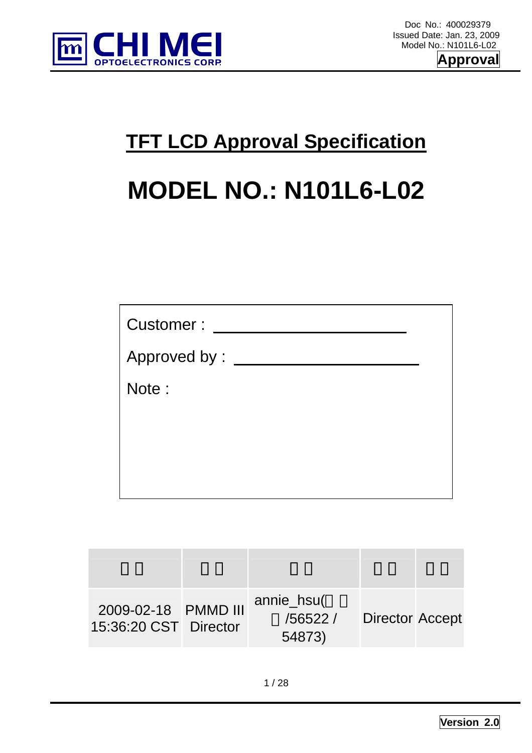Doc No.: 400029379
Issued Date: Jan. 23, 2009
Model No.: N101L6-L02

**Approval**

# TFT LCD Approval Specification

# MODEL NO.: N101L6-L02

Customer : ______________________

Approved by : ______________________

Note :

| □□ | □□ | □□ | □□ | □□ |
|---|---|---|---|---|
| 2009-02-18 15:36:20 CST | PMMD III Director | annie_hsu(□□□/56522 / 54873) | Director | Accept |

**Version 2.0**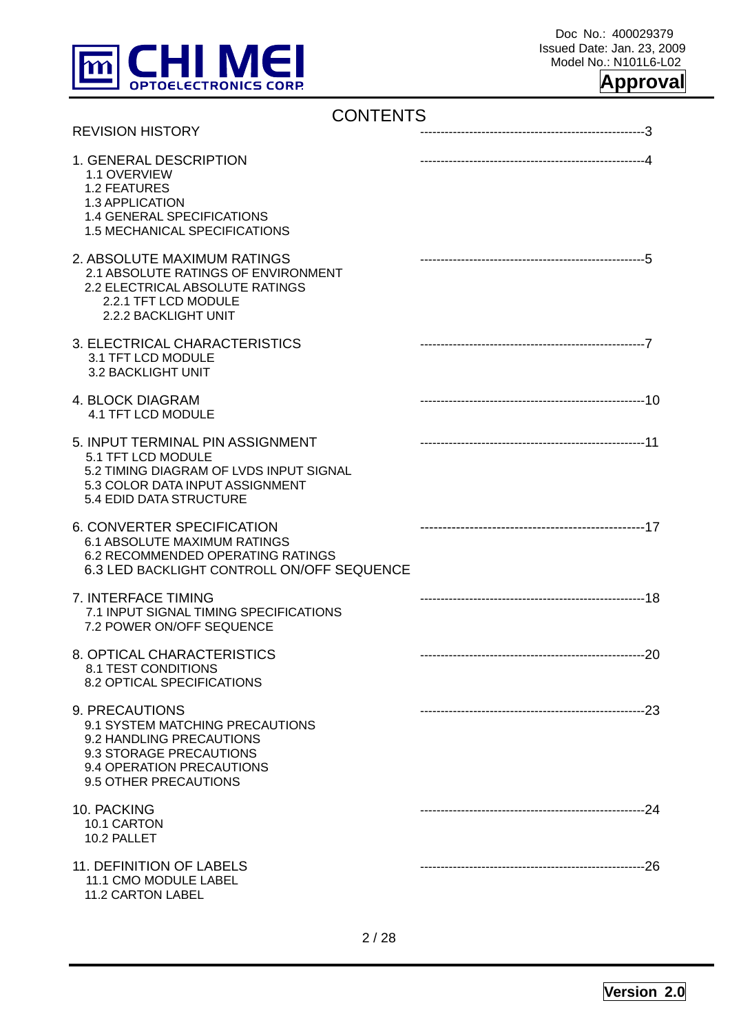# CONTENTS

REVISION HISTORY ------------------------------------------------------3

1. GENERAL DESCRIPTION ------------------------------------------------------4
   - 1.1 OVERVIEW
   - 1.2 FEATURES
   - 1.3 APPLICATION
   - 1.4 GENERAL SPECIFICATIONS
   - 1.5 MECHANICAL SPECIFICATIONS

2. ABSOLUTE MAXIMUM RATINGS ------------------------------------------------------5
   - 2.1 ABSOLUTE RATINGS OF ENVIRONMENT
   - 2.2 ELECTRICAL ABSOLUTE RATINGS
     - 2.2.1 TFT LCD MODULE
     - 2.2.2 BACKLIGHT UNIT

3. ELECTRICAL CHARACTERISTICS ------------------------------------------------------7
   - 3.1 TFT LCD MODULE
   - 3.2 BACKLIGHT UNIT

4. BLOCK DIAGRAM ------------------------------------------------------10
   - 4.1 TFT LCD MODULE

5. INPUT TERMINAL PIN ASSIGNMENT ------------------------------------------------------11
   - 5.1 TFT LCD MODULE
   - 5.2 TIMING DIAGRAM OF LVDS INPUT SIGNAL
   - 5.3 COLOR DATA INPUT ASSIGNMENT
   - 5.4 EDID DATA STRUCTURE

6. CONVERTER SPECIFICATION ---------------------------------------------------17
   - 6.1 ABSOLUTE MAXIMUM RATINGS
   - 6.2 RECOMMENDED OPERATING RATINGS
   - 6.3 LED BACKLIGHT CONTROLL ON/OFF SEQUENCE

7. INTERFACE TIMING ------------------------------------------------------18
   - 7.1 INPUT SIGNAL TIMING SPECIFICATIONS
   - 7.2 POWER ON/OFF SEQUENCE

8. OPTICAL CHARACTERISTICS ------------------------------------------------------20
   - 8.1 TEST CONDITIONS
   - 8.2 OPTICAL SPECIFICATIONS

9. PRECAUTIONS ------------------------------------------------------23
   - 9.1 SYSTEM MATCHING PRECAUTIONS
   - 9.2 HANDLING PRECAUTIONS
   - 9.3 STORAGE PRECAUTIONS
   - 9.4 OPERATION PRECAUTIONS
   - 9.5 OTHER PRECAUTIONS

10. PACKING ------------------------------------------------------24
    - 10.1 CARTON
    - 10.2 PALLET

11. DEFINITION OF LABELS ------------------------------------------------------26
    - 11.1 CMO MODULE LABEL
    - 11.2 CARTON LABEL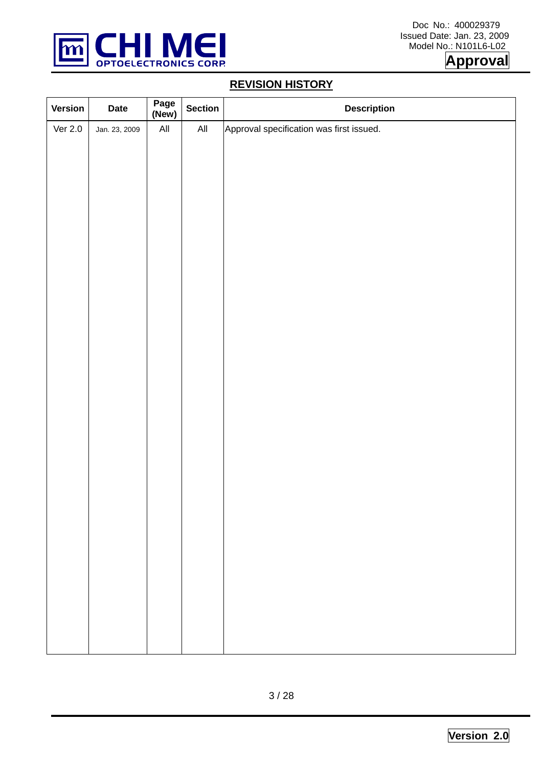## REVISION HISTORY

| Version | Date | Page (New) | Section | Description |
|---|---|---|---|---|
| Ver 2.0 | Jan. 23, 2009 | All | All | Approval specification was first issued. |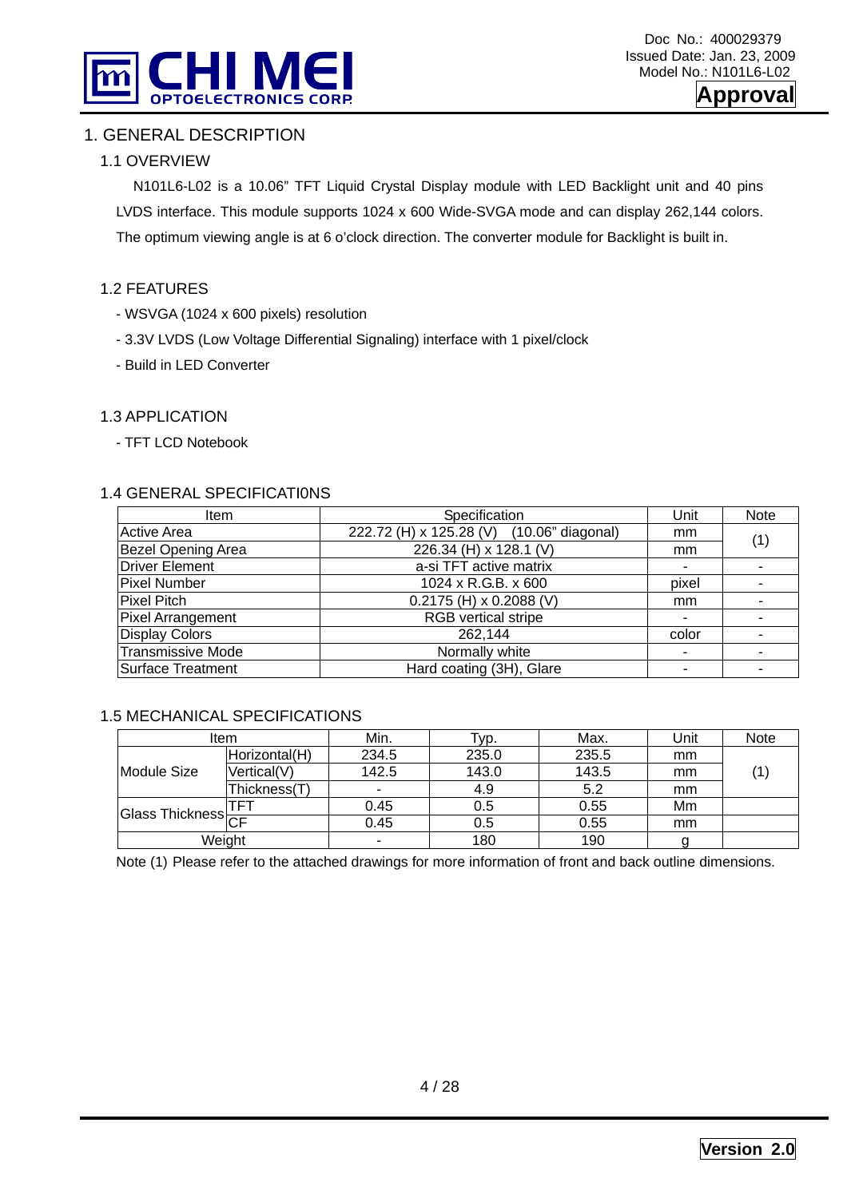// 1. GENERAL DESCRIPTION

## 1.1 OVERVIEW

N101L6-L02 is a 10.06" TFT Liquid Crystal Display module with LED Backlight unit and 40 pins LVDS interface. This module supports 1024 x 600 Wide-SVGA mode and can display 262,144 colors. The optimum viewing angle is at 6 o'clock direction. The converter module for Backlight is built in.

## 1.2 FEATURES

- WSVGA (1024 x 600 pixels) resolution
- 3.3V LVDS (Low Voltage Differential Signaling) interface with 1 pixel/clock
- Build in LED Converter

## 1.3 APPLICATION

- TFT LCD Notebook

## 1.4 GENERAL SPECIFICATI0NS

| Item | Specification | Unit | Note |
|---|---|---|---|
| Active Area | 222.72 (H) x 125.28 (V) (10.06" diagonal) | mm | (1) |
| Bezel Opening Area | 226.34 (H) x 128.1 (V) | mm | |
| Driver Element | a-si TFT active matrix | - | - |
| Pixel Number | 1024 x R.G.B. x 600 | pixel | - |
| Pixel Pitch | 0.2175 (H) x 0.2088 (V) | mm | - |
| Pixel Arrangement | RGB vertical stripe | - | - |
| Display Colors | 262,144 | color | - |
| Transmissive Mode | Normally white | - | - |
| Surface Treatment | Hard coating (3H), Glare | - | - |

## 1.5 MECHANICAL SPECIFICATIONS

| Item | | Min. | Typ. | Max. | Unit | Note |
|---|---|---|---|---|---|---|
| Module Size | Horizontal(H) | 234.5 | 235.0 | 235.5 | mm | (1) |
| | Vertical(V) | 142.5 | 143.0 | 143.5 | mm | |
| | Thickness(T) | - | 4.9 | 5.2 | mm | |
| Glass Thickness | TFT | 0.45 | 0.5 | 0.55 | Mm | |
| | CF | 0.45 | 0.5 | 0.55 | mm | |
| Weight | | - | 180 | 190 | g | |

Note (1) Please refer to the attached drawings for more information of front and back outline dimensions.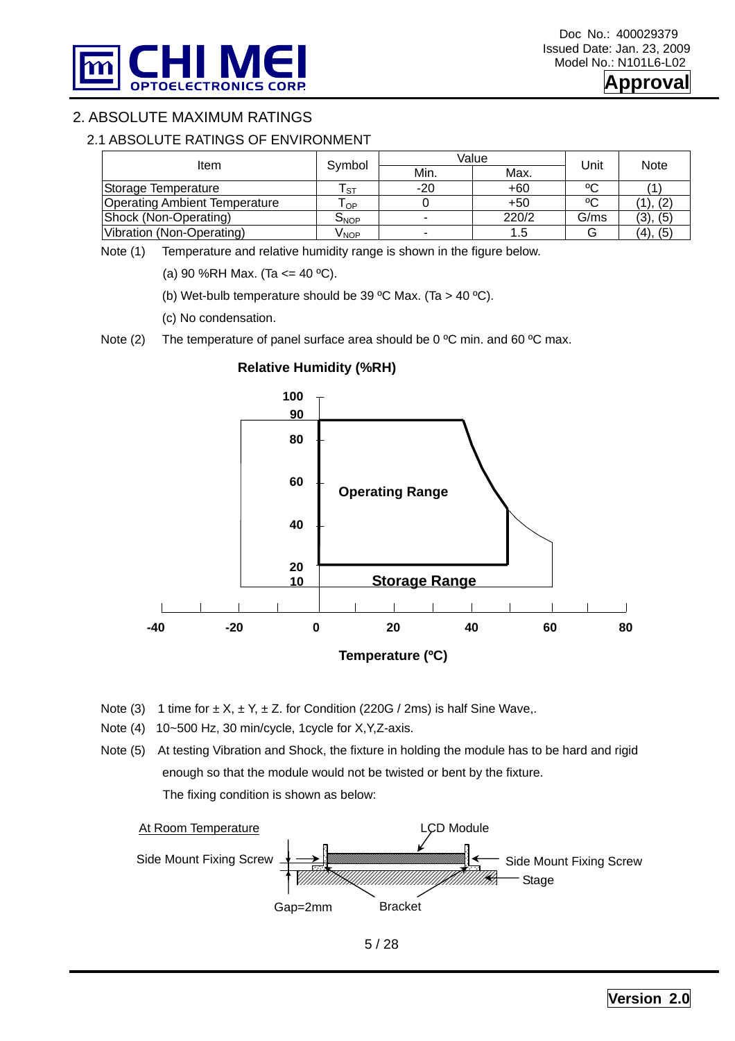## 2. ABSOLUTE MAXIMUM RATINGS

### 2.1 ABSOLUTE RATINGS OF ENVIRONMENT

| Item | Symbol | Value | | Unit | Note |
|---|---|---|---|---|---|
| | | Min. | Max. | | |
| Storage Temperature | $T_{ST}$ | -20 | +60 | ºC | (1) |
| Operating Ambient Temperature | $T_{OP}$ | 0 | +50 | ºC | (1), (2) |
| Shock (Non-Operating) | $S_{NOP}$ | - | 220/2 | G/ms | (3), (5) |
| Vibration (Non-Operating) | $V_{NOP}$ | - | 1.5 | G | (4), (5) |

Note (1) Temperature and relative humidity range is shown in the figure below.

(a) 90 %RH Max. (Ta <= 40 ºC).

(b) Wet-bulb temperature should be 39 ºC Max. (Ta > 40 ºC).

(c) No condensation.

Note (2) The temperature of panel surface area should be 0 ºC min. and 60 ºC max.

**Relative Humidity (%RH)**

**Operating Range**

**Storage Range**

**Temperature (ºC)**

Note (3) 1 time for ± X, ± Y, ± Z. for Condition (220G / 2ms) is half Sine Wave,.

Note (4) 10~500 Hz, 30 min/cycle, 1cycle for X,Y,Z-axis.

Note (5) At testing Vibration and Shock, the fixture in holding the module has to be hard and rigid enough so that the module would not be twisted or bent by the fixture.

The fixing condition is shown as below:

At Room Temperature

LCD Module | Side Mount Fixing Screw | Stage | Gap=2mm | Bracket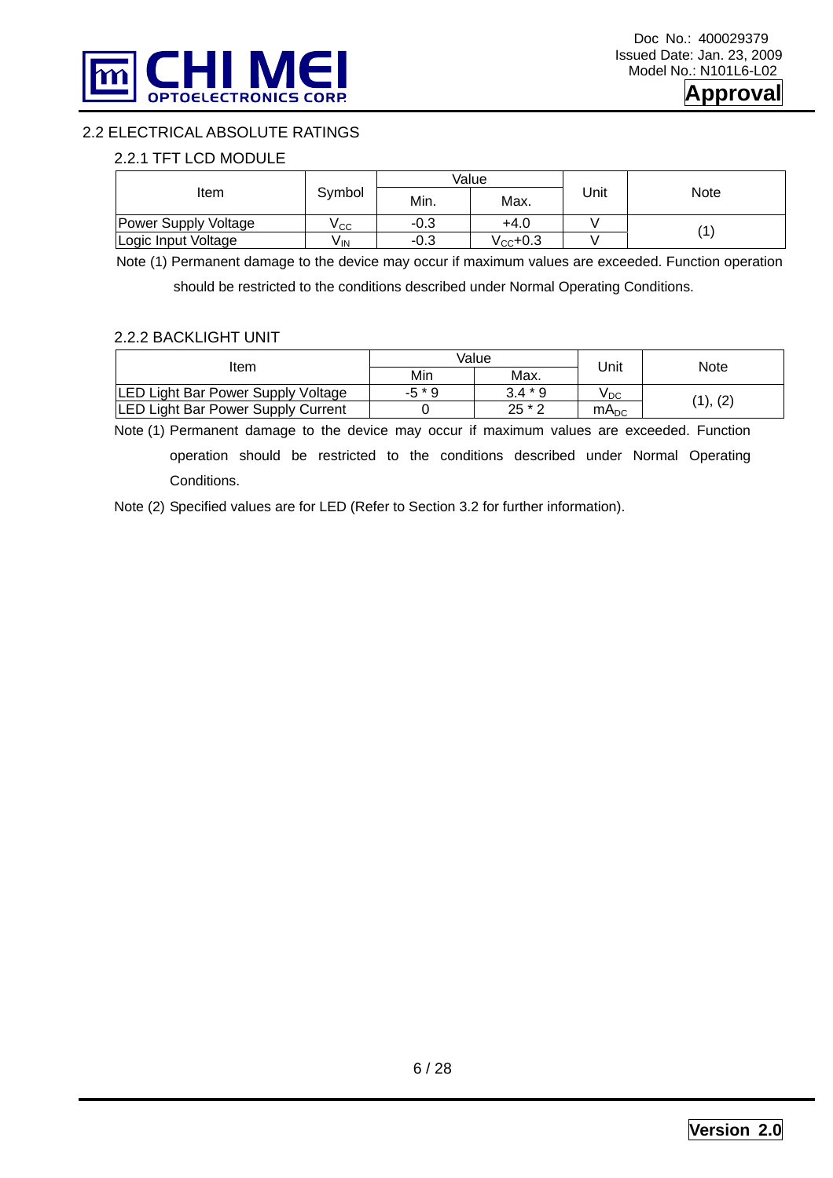## 2.2 ELECTRICAL ABSOLUTE RATINGS

### 2.2.1 TFT LCD MODULE

| Item | Symbol | Value | | Unit | Note |
|---|---|---|---|---|---|
| | | Min. | Max. | | |
| Power Supply Voltage | $V_{CC}$ | -0.3 | +4.0 | V | (1) |
| Logic Input Voltage | $V_{IN}$ | -0.3 | $V_{CC}$+0.3 | V | |

Note (1) Permanent damage to the device may occur if maximum values are exceeded. Function operation should be restricted to the conditions described under Normal Operating Conditions.

### 2.2.2 BACKLIGHT UNIT

| Item | Value | | Unit | Note |
|---|---|---|---|---|
| | Min | Max. | | |
| LED Light Bar Power Supply Voltage | -5 * 9 | 3.4 * 9 | $V_{DC}$ | (1), (2) |
| LED Light Bar Power Supply Current | 0 | 25 * 2 | $mA_{DC}$ | |

Note (1) Permanent damage to the device may occur if maximum values are exceeded. Function operation should be restricted to the conditions described under Normal Operating Conditions.

Note (2) Specified values are for LED (Refer to Section 3.2 for further information).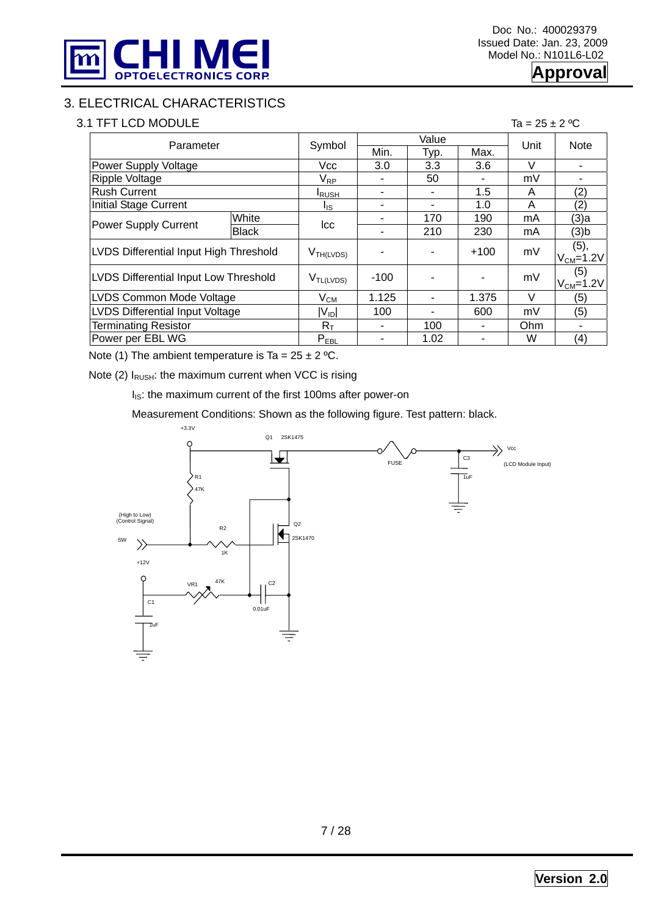## 3. ELECTRICAL CHARACTERISTICS

### 3.1 TFT LCD MODULE

Ta = 25 ± 2 ºC

| Parameter | | Symbol | Value | | | Unit | Note |
|---|---|---|---|---|---|---|---|
| | | | Min. | Typ. | Max. | | |
| Power Supply Voltage | | Vcc | 3.0 | 3.3 | 3.6 | V | - |
| Ripple Voltage | | $V_{RP}$ | - | 50 | - | mV | - |
| Rush Current | | $I_{RUSH}$ | - | - | 1.5 | A | (2) |
| Initial Stage Current | | $I_{IS}$ | - | - | 1.0 | A | (2) |
| Power Supply Current | White | Icc | - | 170 | 190 | mA | (3)a |
| | Black | | - | 210 | 230 | mA | (3)b |
| LVDS Differential Input High Threshold | | $V_{TH(LVDS)}$ | - | - | +100 | mV | (5), $V_{CM}$=1.2V |
| LVDS Differential Input Low Threshold | | $V_{TL(LVDS)}$ | -100 | - | - | mV | (5) $V_{CM}$=1.2V |
| LVDS Common Mode Voltage | | $V_{CM}$ | 1.125 | - | 1.375 | V | (5) |
| LVDS Differential Input Voltage | | $\lvert V_{ID}\rvert$ | 100 | - | 600 | mV | (5) |
| Terminating Resistor | | $R_T$ | - | 100 | - | Ohm | - |
| Power per EBL WG | | $P_{EBL}$ | - | 1.02 | - | W | (4) |

Note (1) The ambient temperature is Ta = 25 ± 2 ºC.

Note (2) $I_{RUSH}$: the maximum current when VCC is rising

$I_{IS}$: the maximum current of the first 100ms after power-on

Measurement Conditions: Shown as the following figure. Test pattern: black.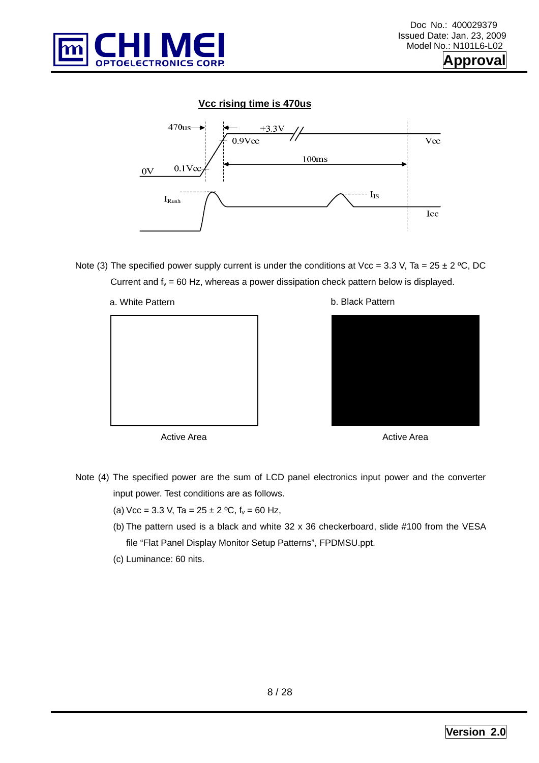**Vcc rising time is 470us**

470us 0.9Vcc +3.3V Vcc 0V 0.1Vcc 100ms $I_{Rush}$ $I_{IS}$ Icc

Note (3) The specified power supply current is under the conditions at Vcc = 3.3 V, Ta = 25 ± 2 ºC, DC Current and $f_v$ = 60 Hz, whereas a power dissipation check pattern below is displayed.

a. White Pattern

Active Area

b. Black Pattern

Active Area

Note (4) The specified power are the sum of LCD panel electronics input power and the converter input power. Test conditions are as follows.

(a) Vcc = 3.3 V, Ta = 25 ± 2 ºC, $f_v$ = 60 Hz,

(b) The pattern used is a black and white 32 x 36 checkerboard, slide #100 from the VESA file "Flat Panel Display Monitor Setup Patterns", FPDMSU.ppt.

(c) Luminance: 60 nits.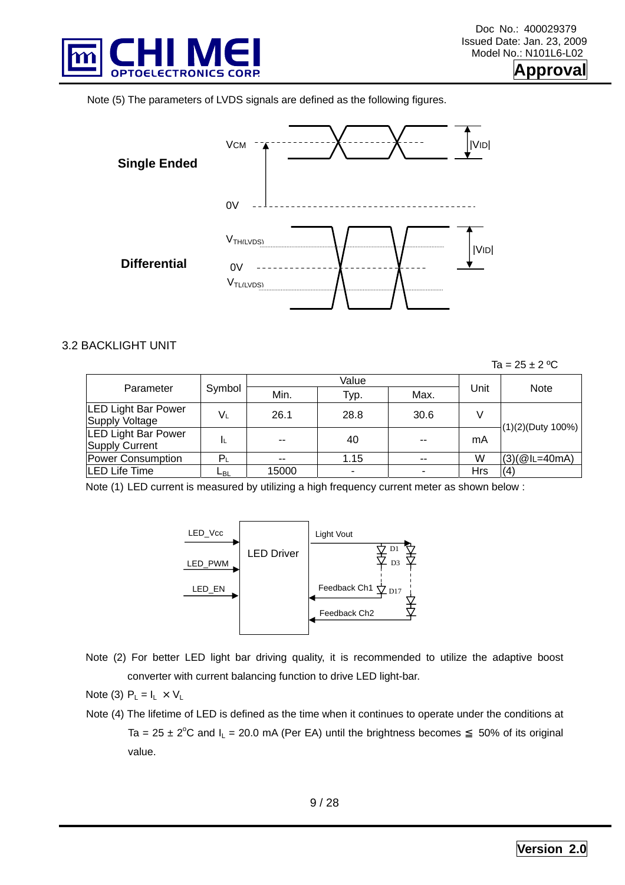Note (5) The parameters of LVDS signals are defined as the following figures.

**Single Ended**

VCM

0V

|VID|

**Differential**

$V_{TH(LVDS)}$

0V

$V_{TL(LVDS)}$

|VID|

## 3.2 BACKLIGHT UNIT

Ta = 25 ± 2 ºC

| Parameter | Symbol | Value | | | Unit | Note |
|---|---|---|---|---|---|---|
| | | Min. | Typ. | Max. | | |
| LED Light Bar Power Supply Voltage | $V_L$ | 26.1 | 28.8 | 30.6 | V | (1)(2)(Duty 100%) |
| LED Light Bar Power Supply Current | $I_L$ | -- | 40 | -- | mA | (1)(2)(Duty 100%) |
| Power Consumption | $P_L$ | -- | 1.15 | -- | W | (3)(@IL=40mA) |
| LED Life Time | $L_{BL}$ | 15000 | - | - | Hrs | (4) |

Note (1) LED current is measured by utilizing a high frequency current meter as shown below :

LED_Vcc, LED_PWM, LED_EN → LED Driver; Light Vout; Feedback Ch1; Feedback Ch2; D1, D3, D17

Note (2) For better LED light bar driving quality, it is recommended to utilize the adaptive boost converter with current balancing function to drive LED light-bar.

Note (3) $P_L = I_L \times V_L$

Note (4) The lifetime of LED is defined as the time when it continues to operate under the conditions at Ta = 25 ± 2°C and $I_L$ = 20.0 mA (Per EA) until the brightness becomes ≦ 50% of its original value.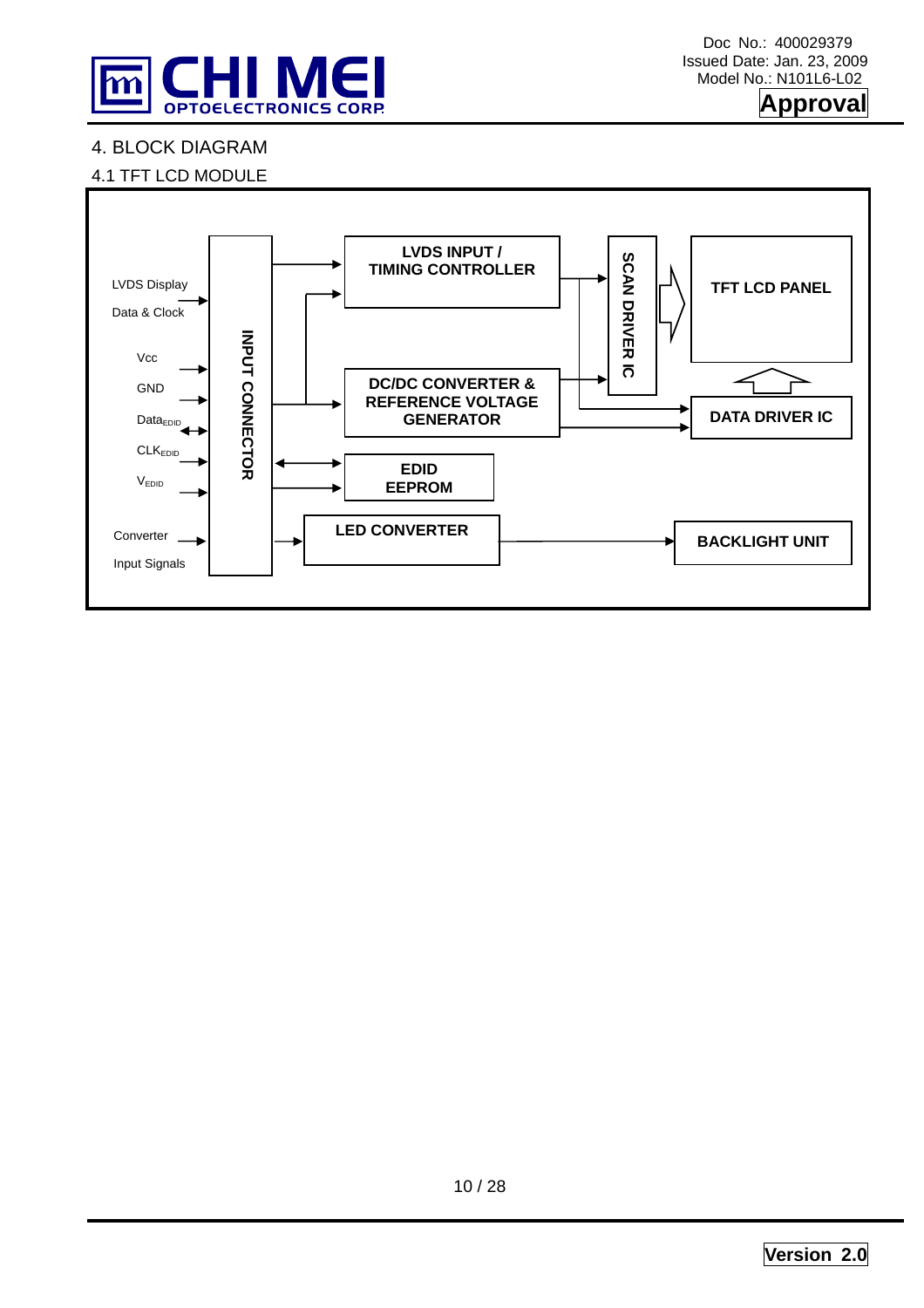# 4. BLOCK DIAGRAM

## 4.1 TFT LCD MODULE

LVDS Display Data & Clock

Vcc

GND

$Data_{EDID}$

$CLK_{EDID}$

$V_{EDID}$

Converter Input Signals

INPUT CONNECTOR

LVDS INPUT / TIMING CONTROLLER

DC/DC CONVERTER & REFERENCE VOLTAGE GENERATOR

EDID EEPROM

LED CONVERTER

SCAN DRIVER IC

TFT LCD PANEL

DATA DRIVER IC

BACKLIGHT UNIT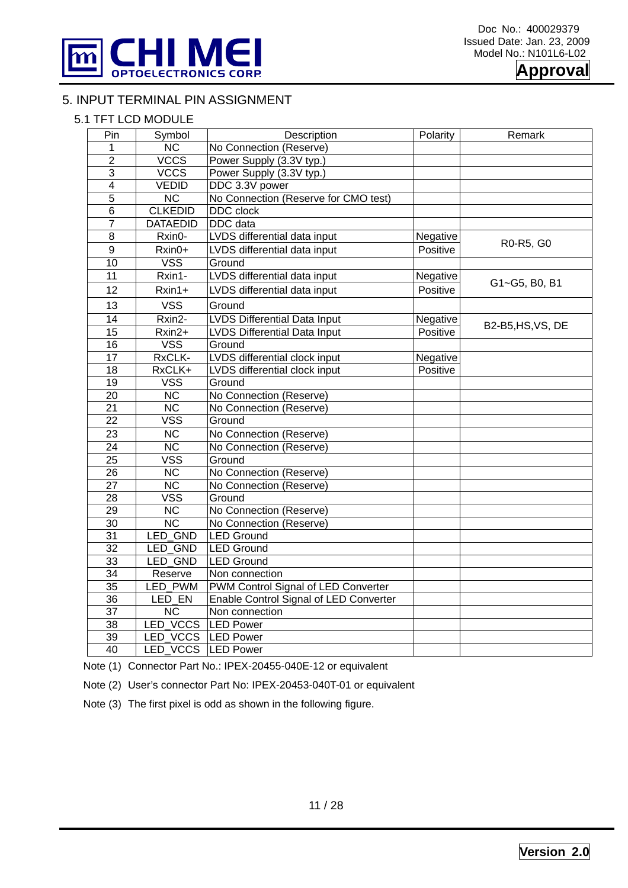# 5. INPUT TERMINAL PIN ASSIGNMENT

## 5.1 TFT LCD MODULE

| Pin | Symbol | Description | Polarity | Remark |
|---|---|---|---|---|
| 1 | NC | No Connection (Reserve) | | |
| 2 | VCCS | Power Supply (3.3V typ.) | | |
| 3 | VCCS | Power Supply (3.3V typ.) | | |
| 4 | VEDID | DDC 3.3V power | | |
| 5 | NC | No Connection (Reserve for CMO test) | | |
| 6 | CLKEDID | DDC clock | | |
| 7 | DATAEDID | DDC data | | |
| 8 | Rxin0- | LVDS differential data input | Negative | R0-R5, G0 |
| 9 | Rxin0+ | LVDS differential data input | Positive | |
| 10 | VSS | Ground | | |
| 11 | Rxin1- | LVDS differential data input | Negative | G1~G5, B0, B1 |
| 12 | Rxin1+ | LVDS differential data input | Positive | |
| 13 | VSS | Ground | | |
| 14 | Rxin2- | LVDS Differential Data Input | Negative | B2-B5,HS,VS, DE |
| 15 | Rxin2+ | LVDS Differential Data Input | Positive | |
| 16 | VSS | Ground | | |
| 17 | RxCLK- | LVDS differential clock input | Negative | |
| 18 | RxCLK+ | LVDS differential clock input | Positive | |
| 19 | VSS | Ground | | |
| 20 | NC | No Connection (Reserve) | | |
| 21 | NC | No Connection (Reserve) | | |
| 22 | VSS | Ground | | |
| 23 | NC | No Connection (Reserve) | | |
| 24 | NC | No Connection (Reserve) | | |
| 25 | VSS | Ground | | |
| 26 | NC | No Connection (Reserve) | | |
| 27 | NC | No Connection (Reserve) | | |
| 28 | VSS | Ground | | |
| 29 | NC | No Connection (Reserve) | | |
| 30 | NC | No Connection (Reserve) | | |
| 31 | LED_GND | LED Ground | | |
| 32 | LED_GND | LED Ground | | |
| 33 | LED_GND | LED Ground | | |
| 34 | Reserve | Non connection | | |
| 35 | LED_PWM | PWM Control Signal of LED Converter | | |
| 36 | LED_EN | Enable Control Signal of LED Converter | | |
| 37 | NC | Non connection | | |
| 38 | LED_VCCS | LED Power | | |
| 39 | LED_VCCS | LED Power | | |
| 40 | LED_VCCS | LED Power | | |

Note (1) Connector Part No.: IPEX-20455-040E-12 or equivalent

Note (2) User's connector Part No: IPEX-20453-040T-01 or equivalent

Note (3) The first pixel is odd as shown in the following figure.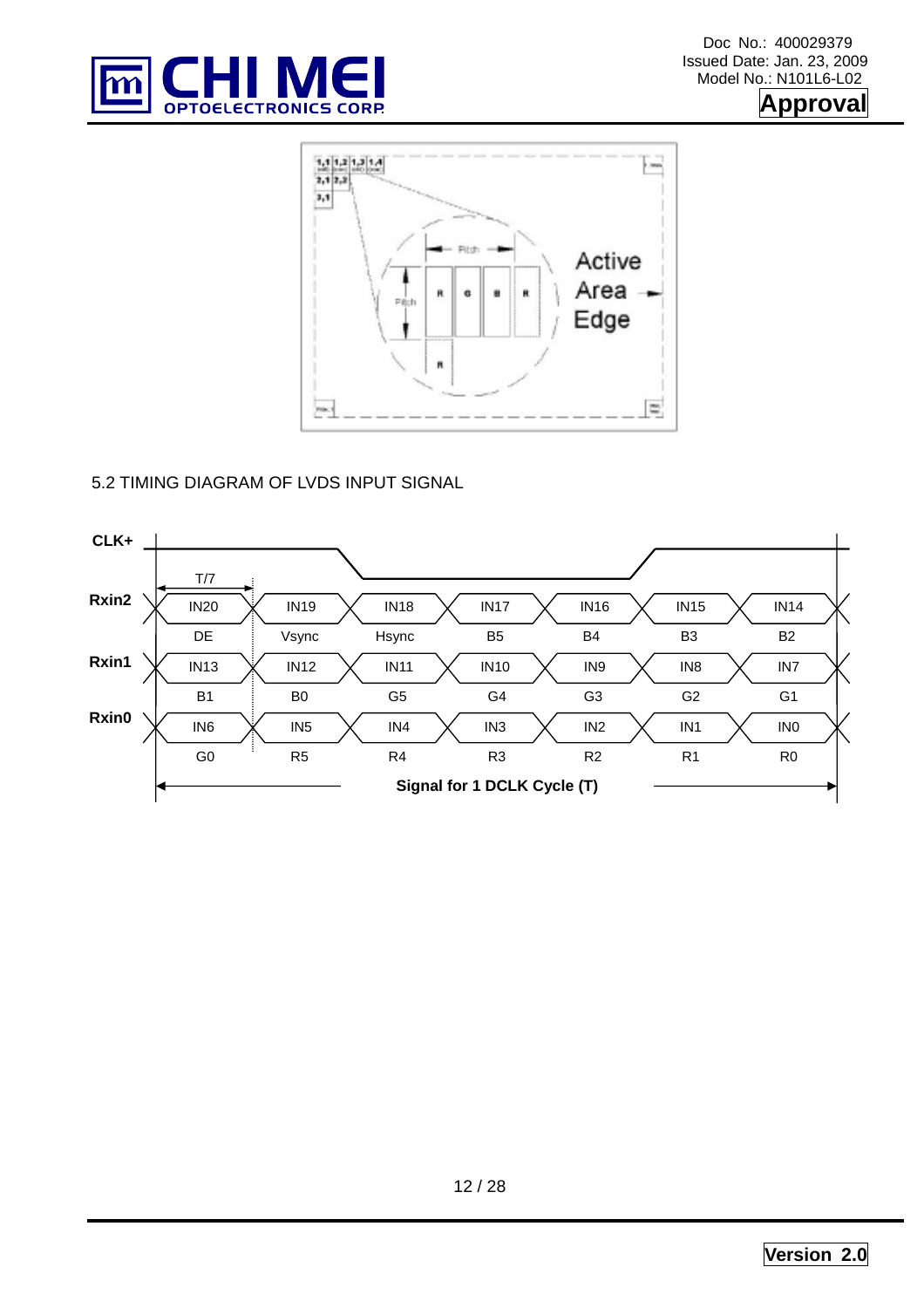## 5.2 TIMING DIAGRAM OF LVDS INPUT SIGNAL

| Signal | | | | | | | |
|---|---|---|---|---|---|---|---|
| Rxin2 | IN20 | IN19 | IN18 | IN17 | IN16 | IN15 | IN14 |
| | DE | Vsync | Hsync | B5 | B4 | B3 | B2 |
| Rxin1 | IN13 | IN12 | IN11 | IN10 | IN9 | IN8 | IN7 |
| | B1 | B0 | G5 | G4 | G3 | G2 | G1 |
| Rxin0 | IN6 | IN5 | IN4 | IN3 | IN2 | IN1 | IN0 |
| | G0 | R5 | R4 | R3 | R2 | R1 | R0 |

CLK+

T/7

**Signal for 1 DCLK Cycle (T)**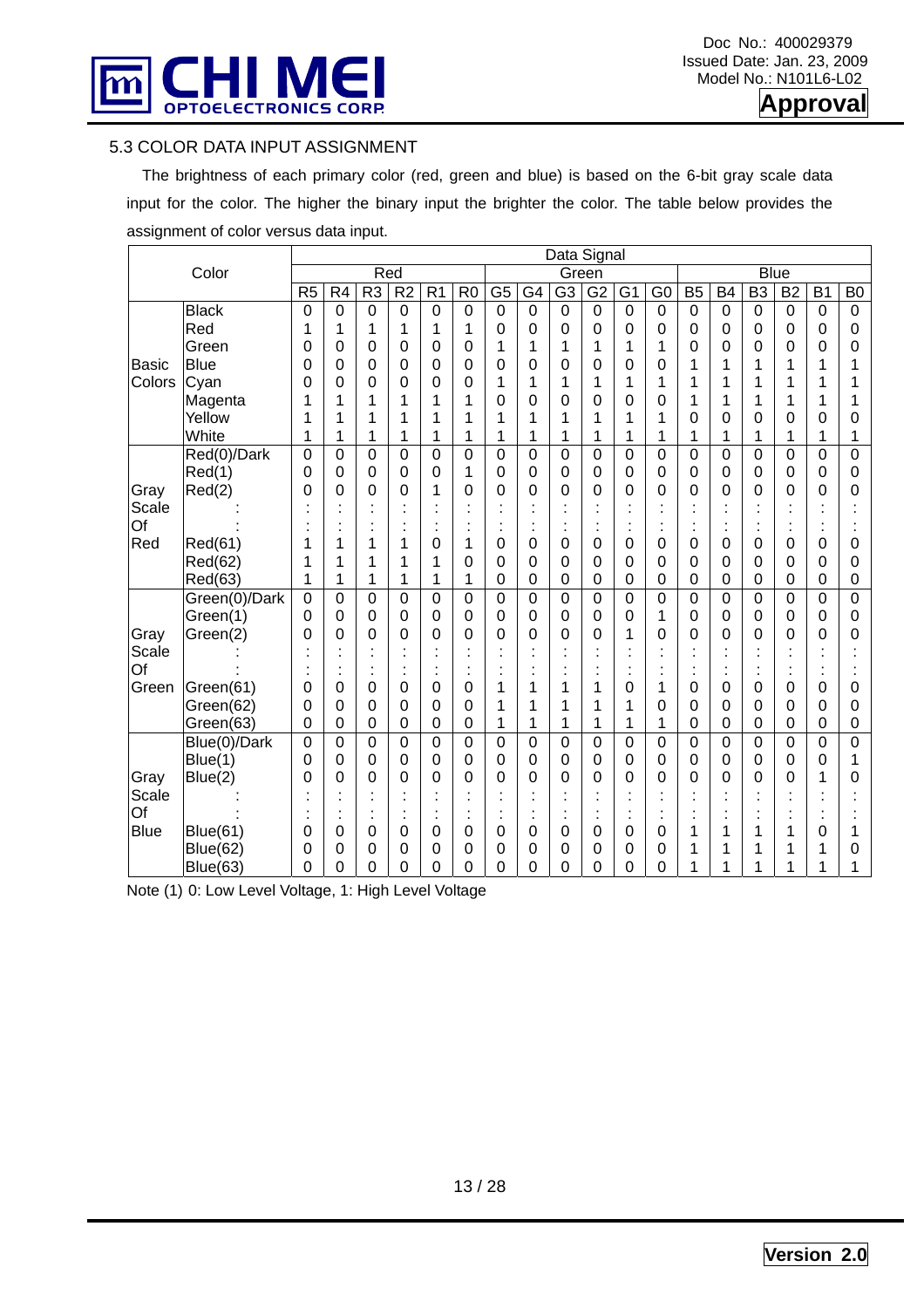### 5.3 COLOR DATA INPUT ASSIGNMENT

The brightness of each primary color (red, green and blue) is based on the 6-bit gray scale data input for the color. The higher the binary input the brighter the color. The table below provides the assignment of color versus data input.

| Color | | Data Signal | | | | | | | | | | | | | | | | | |
|---|---|---|---|---|---|---|---|---|---|---|---|---|---|---|---|---|---|---|---|
| | | Red | | | | | | Green | | | | | | Blue | | | | | |
| | | R5 | R4 | R3 | R2 | R1 | R0 | G5 | G4 | G3 | G2 | G1 | G0 | B5 | B4 | B3 | B2 | B1 | B0 |
| Basic Colors | Black | 0 | 0 | 0 | 0 | 0 | 0 | 0 | 0 | 0 | 0 | 0 | 0 | 0 | 0 | 0 | 0 | 0 | 0 |
| | Red | 1 | 1 | 1 | 1 | 1 | 1 | 0 | 0 | 0 | 0 | 0 | 0 | 0 | 0 | 0 | 0 | 0 | 0 |
| | Green | 0 | 0 | 0 | 0 | 0 | 0 | 1 | 1 | 1 | 1 | 1 | 1 | 0 | 0 | 0 | 0 | 0 | 0 |
| | Blue | 0 | 0 | 0 | 0 | 0 | 0 | 0 | 0 | 0 | 0 | 0 | 0 | 1 | 1 | 1 | 1 | 1 | 1 |
| | Cyan | 0 | 0 | 0 | 0 | 0 | 0 | 1 | 1 | 1 | 1 | 1 | 1 | 1 | 1 | 1 | 1 | 1 | 1 |
| | Magenta | 1 | 1 | 1 | 1 | 1 | 1 | 0 | 0 | 0 | 0 | 0 | 0 | 1 | 1 | 1 | 1 | 1 | 1 |
| | Yellow | 1 | 1 | 1 | 1 | 1 | 1 | 1 | 1 | 1 | 1 | 1 | 1 | 0 | 0 | 0 | 0 | 0 | 0 |
| | White | 1 | 1 | 1 | 1 | 1 | 1 | 1 | 1 | 1 | 1 | 1 | 1 | 1 | 1 | 1 | 1 | 1 | 1 |
| Gray Scale Of Red | Red(0)/Dark | 0 | 0 | 0 | 0 | 0 | 0 | 0 | 0 | 0 | 0 | 0 | 0 | 0 | 0 | 0 | 0 | 0 | 0 |
| | Red(1) | 0 | 0 | 0 | 0 | 0 | 1 | 0 | 0 | 0 | 0 | 0 | 0 | 0 | 0 | 0 | 0 | 0 | 0 |
| | Red(2) | 0 | 0 | 0 | 0 | 1 | 0 | 0 | 0 | 0 | 0 | 0 | 0 | 0 | 0 | 0 | 0 | 0 | 0 |
| | : | : | : | : | : | : | : | : | : | : | : | : | : | : | : | : | : | : | : |
| | : | : | : | : | : | : | : | : | : | : | : | : | : | : | : | : | : | : | : |
| | Red(61) | 1 | 1 | 1 | 1 | 0 | 1 | 0 | 0 | 0 | 0 | 0 | 0 | 0 | 0 | 0 | 0 | 0 | 0 |
| | Red(62) | 1 | 1 | 1 | 1 | 1 | 0 | 0 | 0 | 0 | 0 | 0 | 0 | 0 | 0 | 0 | 0 | 0 | 0 |
| | Red(63) | 1 | 1 | 1 | 1 | 1 | 1 | 0 | 0 | 0 | 0 | 0 | 0 | 0 | 0 | 0 | 0 | 0 | 0 |
| Gray Scale Of Green | Green(0)/Dark | 0 | 0 | 0 | 0 | 0 | 0 | 0 | 0 | 0 | 0 | 0 | 0 | 0 | 0 | 0 | 0 | 0 | 0 |
| | Green(1) | 0 | 0 | 0 | 0 | 0 | 0 | 0 | 0 | 0 | 0 | 0 | 1 | 0 | 0 | 0 | 0 | 0 | 0 |
| | Green(2) | 0 | 0 | 0 | 0 | 0 | 0 | 0 | 0 | 0 | 0 | 1 | 0 | 0 | 0 | 0 | 0 | 0 | 0 |
| | : | : | : | : | : | : | : | : | : | : | : | : | : | : | : | : | : | : | : |
| | : | : | : | : | : | : | : | : | : | : | : | : | : | : | : | : | : | : | : |
| | Green(61) | 0 | 0 | 0 | 0 | 0 | 0 | 1 | 1 | 1 | 1 | 0 | 1 | 0 | 0 | 0 | 0 | 0 | 0 |
| | Green(62) | 0 | 0 | 0 | 0 | 0 | 0 | 1 | 1 | 1 | 1 | 1 | 0 | 0 | 0 | 0 | 0 | 0 | 0 |
| | Green(63) | 0 | 0 | 0 | 0 | 0 | 0 | 1 | 1 | 1 | 1 | 1 | 1 | 0 | 0 | 0 | 0 | 0 | 0 |
| Gray Scale Of Blue | Blue(0)/Dark | 0 | 0 | 0 | 0 | 0 | 0 | 0 | 0 | 0 | 0 | 0 | 0 | 0 | 0 | 0 | 0 | 0 | 0 |
| | Blue(1) | 0 | 0 | 0 | 0 | 0 | 0 | 0 | 0 | 0 | 0 | 0 | 0 | 0 | 0 | 0 | 0 | 0 | 1 |
| | Blue(2) | 0 | 0 | 0 | 0 | 0 | 0 | 0 | 0 | 0 | 0 | 0 | 0 | 0 | 0 | 0 | 0 | 1 | 0 |
| | : | : | : | : | : | : | : | : | : | : | : | : | : | : | : | : | : | : | : |
| | : | : | : | : | : | : | : | : | : | : | : | : | : | : | : | : | : | : | : |
| | Blue(61) | 0 | 0 | 0 | 0 | 0 | 0 | 0 | 0 | 0 | 0 | 0 | 0 | 1 | 1 | 1 | 1 | 0 | 1 |
| | Blue(62) | 0 | 0 | 0 | 0 | 0 | 0 | 0 | 0 | 0 | 0 | 0 | 0 | 1 | 1 | 1 | 1 | 1 | 0 |
| | Blue(63) | 0 | 0 | 0 | 0 | 0 | 0 | 0 | 0 | 0 | 0 | 0 | 0 | 1 | 1 | 1 | 1 | 1 | 1 |

Note (1) 0: Low Level Voltage, 1: High Level Voltage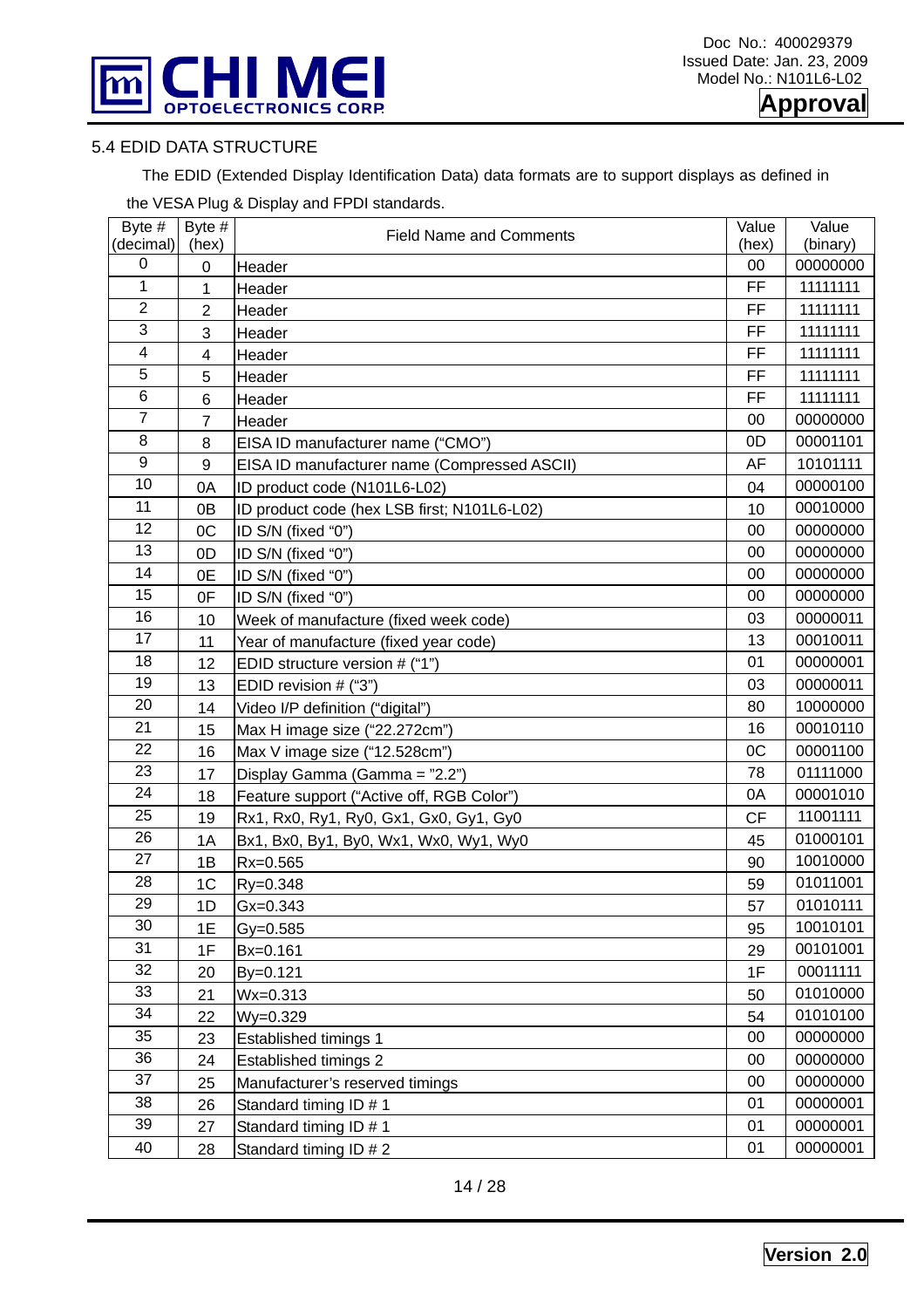## 5.4 EDID DATA STRUCTURE

The EDID (Extended Display Identification Data) data formats are to support displays as defined in the VESA Plug & Display and FPDI standards.

| Byte # (decimal) | Byte # (hex) | Field Name and Comments | Value (hex) | Value (binary) |
|---|---|---|---|---|
| 0 | 0 | Header | 00 | 00000000 |
| 1 | 1 | Header | FF | 11111111 |
| 2 | 2 | Header | FF | 11111111 |
| 3 | 3 | Header | FF | 11111111 |
| 4 | 4 | Header | FF | 11111111 |
| 5 | 5 | Header | FF | 11111111 |
| 6 | 6 | Header | FF | 11111111 |
| 7 | 7 | Header | 00 | 00000000 |
| 8 | 8 | EISA ID manufacturer name (“CMO”) | 0D | 00001101 |
| 9 | 9 | EISA ID manufacturer name (Compressed ASCII) | AF | 10101111 |
| 10 | 0A | ID product code (N101L6-L02) | 04 | 00000100 |
| 11 | 0B | ID product code (hex LSB first; N101L6-L02) | 10 | 00010000 |
| 12 | 0C | ID S/N (fixed “0”) | 00 | 00000000 |
| 13 | 0D | ID S/N (fixed “0”) | 00 | 00000000 |
| 14 | 0E | ID S/N (fixed “0”) | 00 | 00000000 |
| 15 | 0F | ID S/N (fixed “0”) | 00 | 00000000 |
| 16 | 10 | Week of manufacture (fixed week code) | 03 | 00000011 |
| 17 | 11 | Year of manufacture (fixed year code) | 13 | 00010011 |
| 18 | 12 | EDID structure version # (“1”) | 01 | 00000001 |
| 19 | 13 | EDID revision # (“3”) | 03 | 00000011 |
| 20 | 14 | Video I/P definition (“digital”) | 80 | 10000000 |
| 21 | 15 | Max H image size (“22.272cm”) | 16 | 00010110 |
| 22 | 16 | Max V image size (“12.528cm”) | 0C | 00001100 |
| 23 | 17 | Display Gamma (Gamma = ”2.2”) | 78 | 01111000 |
| 24 | 18 | Feature support (“Active off, RGB Color”) | 0A | 00001010 |
| 25 | 19 | Rx1, Rx0, Ry1, Ry0, Gx1, Gx0, Gy1, Gy0 | CF | 11001111 |
| 26 | 1A | Bx1, Bx0, By1, By0, Wx1, Wx0, Wy1, Wy0 | 45 | 01000101 |
| 27 | 1B | Rx=0.565 | 90 | 10010000 |
| 28 | 1C | Ry=0.348 | 59 | 01011001 |
| 29 | 1D | Gx=0.343 | 57 | 01010111 |
| 30 | 1E | Gy=0.585 | 95 | 10010101 |
| 31 | 1F | Bx=0.161 | 29 | 00101001 |
| 32 | 20 | By=0.121 | 1F | 00011111 |
| 33 | 21 | Wx=0.313 | 50 | 01010000 |
| 34 | 22 | Wy=0.329 | 54 | 01010100 |
| 35 | 23 | Established timings 1 | 00 | 00000000 |
| 36 | 24 | Established timings 2 | 00 | 00000000 |
| 37 | 25 | Manufacturer’s reserved timings | 00 | 00000000 |
| 38 | 26 | Standard timing ID # 1 | 01 | 00000001 |
| 39 | 27 | Standard timing ID # 1 | 01 | 00000001 |
| 40 | 28 | Standard timing ID # 2 | 01 | 00000001 |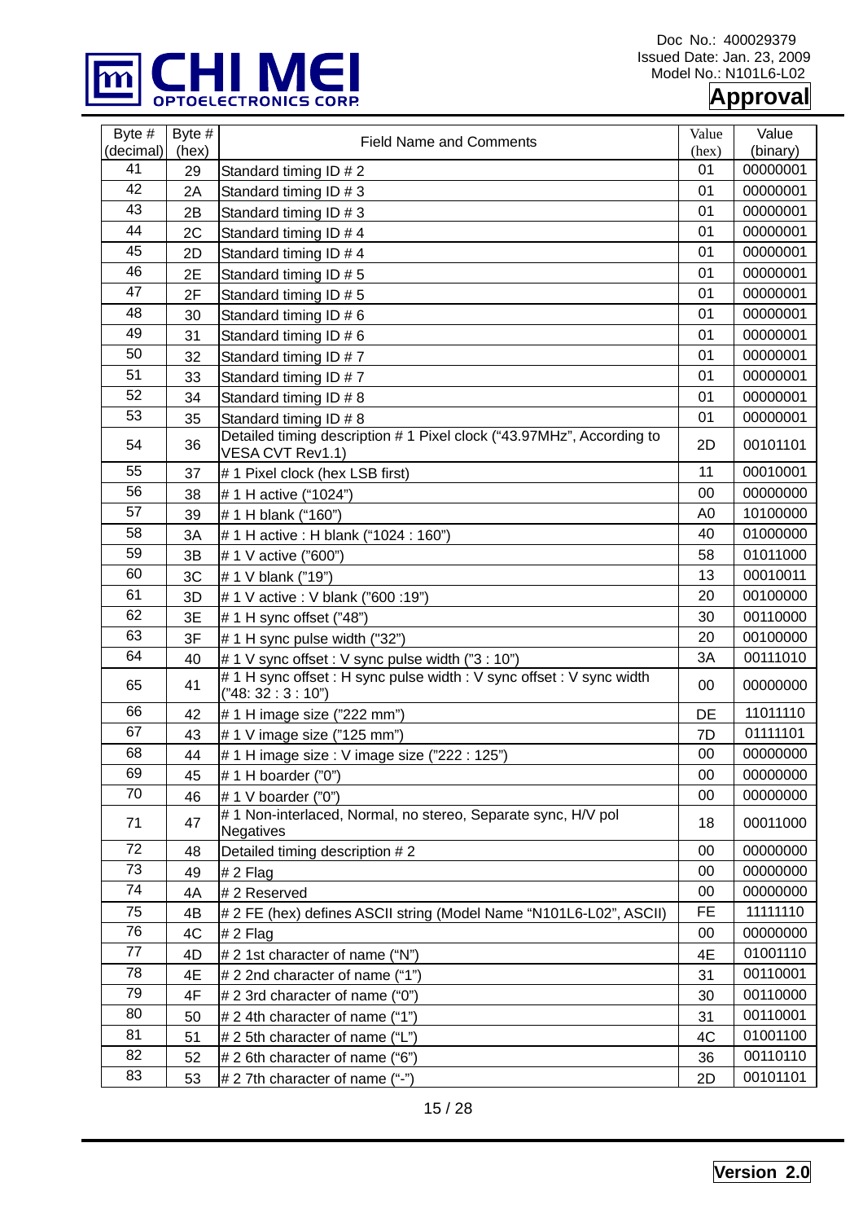| Byte # (decimal) | Byte # (hex) | Field Name and Comments | Value (hex) | Value (binary) |
|---|---|---|---|---|
| 41 | 29 | Standard timing ID # 2 | 01 | 00000001 |
| 42 | 2A | Standard timing ID # 3 | 01 | 00000001 |
| 43 | 2B | Standard timing ID # 3 | 01 | 00000001 |
| 44 | 2C | Standard timing ID # 4 | 01 | 00000001 |
| 45 | 2D | Standard timing ID # 4 | 01 | 00000001 |
| 46 | 2E | Standard timing ID # 5 | 01 | 00000001 |
| 47 | 2F | Standard timing ID # 5 | 01 | 00000001 |
| 48 | 30 | Standard timing ID # 6 | 01 | 00000001 |
| 49 | 31 | Standard timing ID # 6 | 01 | 00000001 |
| 50 | 32 | Standard timing ID # 7 | 01 | 00000001 |
| 51 | 33 | Standard timing ID # 7 | 01 | 00000001 |
| 52 | 34 | Standard timing ID # 8 | 01 | 00000001 |
| 53 | 35 | Standard timing ID # 8 | 01 | 00000001 |
| 54 | 36 | Detailed timing description # 1 Pixel clock ("43.97MHz", According to VESA CVT Rev1.1) | 2D | 00101101 |
| 55 | 37 | # 1 Pixel clock (hex LSB first) | 11 | 00010001 |
| 56 | 38 | # 1 H active ("1024") | 00 | 00000000 |
| 57 | 39 | # 1 H blank ("160") | A0 | 10100000 |
| 58 | 3A | # 1 H active : H blank ("1024 : 160") | 40 | 01000000 |
| 59 | 3B | # 1 V active ("600") | 58 | 01011000 |
| 60 | 3C | # 1 V blank ("19") | 13 | 00010011 |
| 61 | 3D | # 1 V active : V blank ("600 :19") | 20 | 00100000 |
| 62 | 3E | # 1 H sync offset ("48") | 30 | 00110000 |
| 63 | 3F | # 1 H sync pulse width ("32") | 20 | 00100000 |
| 64 | 40 | # 1 V sync offset : V sync pulse width ("3 : 10") | 3A | 00111010 |
| 65 | 41 | # 1 H sync offset : H sync pulse width : V sync offset : V sync width ("48: 32 : 3 : 10") | 00 | 00000000 |
| 66 | 42 | # 1 H image size ("222 mm") | DE | 11011110 |
| 67 | 43 | # 1 V image size ("125 mm") | 7D | 01111101 |
| 68 | 44 | # 1 H image size : V image size ("222 : 125") | 00 | 00000000 |
| 69 | 45 | # 1 H boarder ("0") | 00 | 00000000 |
| 70 | 46 | # 1 V boarder ("0") | 00 | 00000000 |
| 71 | 47 | # 1 Non-interlaced, Normal, no stereo, Separate sync, H/V pol Negatives | 18 | 00011000 |
| 72 | 48 | Detailed timing description # 2 | 00 | 00000000 |
| 73 | 49 | # 2 Flag | 00 | 00000000 |
| 74 | 4A | # 2 Reserved | 00 | 00000000 |
| 75 | 4B | # 2 FE (hex) defines ASCII string (Model Name "N101L6-L02", ASCII) | FE | 11111110 |
| 76 | 4C | # 2 Flag | 00 | 00000000 |
| 77 | 4D | # 2 1st character of name ("N") | 4E | 01001110 |
| 78 | 4E | # 2 2nd character of name ("1") | 31 | 00110001 |
| 79 | 4F | # 2 3rd character of name ("0") | 30 | 00110000 |
| 80 | 50 | # 2 4th character of name ("1") | 31 | 00110001 |
| 81 | 51 | # 2 5th character of name ("L") | 4C | 01001100 |
| 82 | 52 | # 2 6th character of name ("6") | 36 | 00110110 |
| 83 | 53 | # 2 7th character of name ("-") | 2D | 00101101 |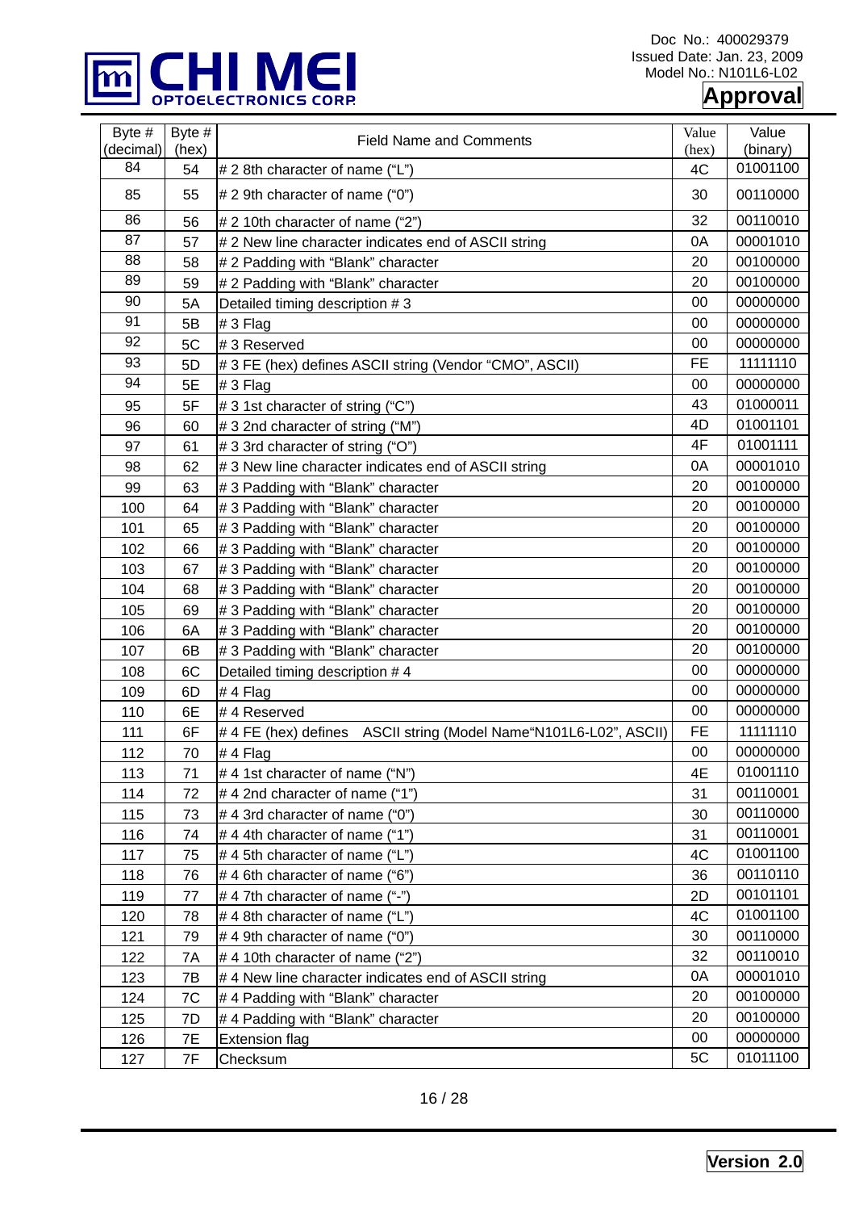| Byte # (decimal) | Byte # (hex) | Field Name and Comments | Value (hex) | Value (binary) |
|---|---|---|---|---|
| 84 | 54 | # 2 8th character of name ("L") | 4C | 01001100 |
| 85 | 55 | # 2 9th character of name ("0") | 30 | 00110000 |
| 86 | 56 | # 2 10th character of name ("2") | 32 | 00110010 |
| 87 | 57 | # 2 New line character indicates end of ASCII string | 0A | 00001010 |
| 88 | 58 | # 2 Padding with "Blank" character | 20 | 00100000 |
| 89 | 59 | # 2 Padding with "Blank" character | 20 | 00100000 |
| 90 | 5A | Detailed timing description # 3 | 00 | 00000000 |
| 91 | 5B | # 3 Flag | 00 | 00000000 |
| 92 | 5C | # 3 Reserved | 00 | 00000000 |
| 93 | 5D | # 3 FE (hex) defines ASCII string (Vendor "CMO", ASCII) | FE | 11111110 |
| 94 | 5E | # 3 Flag | 00 | 00000000 |
| 95 | 5F | # 3 1st character of string ("C") | 43 | 01000011 |
| 96 | 60 | # 3 2nd character of string ("M") | 4D | 01001101 |
| 97 | 61 | # 3 3rd character of string ("O") | 4F | 01001111 |
| 98 | 62 | # 3 New line character indicates end of ASCII string | 0A | 00001010 |
| 99 | 63 | # 3 Padding with "Blank" character | 20 | 00100000 |
| 100 | 64 | # 3 Padding with "Blank" character | 20 | 00100000 |
| 101 | 65 | # 3 Padding with "Blank" character | 20 | 00100000 |
| 102 | 66 | # 3 Padding with "Blank" character | 20 | 00100000 |
| 103 | 67 | # 3 Padding with "Blank" character | 20 | 00100000 |
| 104 | 68 | # 3 Padding with "Blank" character | 20 | 00100000 |
| 105 | 69 | # 3 Padding with "Blank" character | 20 | 00100000 |
| 106 | 6A | # 3 Padding with "Blank" character | 20 | 00100000 |
| 107 | 6B | # 3 Padding with "Blank" character | 20 | 00100000 |
| 108 | 6C | Detailed timing description # 4 | 00 | 00000000 |
| 109 | 6D | # 4 Flag | 00 | 00000000 |
| 110 | 6E | # 4 Reserved | 00 | 00000000 |
| 111 | 6F | # 4 FE (hex) defines ASCII string (Model Name"N101L6-L02", ASCII) | FE | 11111110 |
| 112 | 70 | # 4 Flag | 00 | 00000000 |
| 113 | 71 | # 4 1st character of name ("N") | 4E | 01001110 |
| 114 | 72 | # 4 2nd character of name ("1") | 31 | 00110001 |
| 115 | 73 | # 4 3rd character of name ("0") | 30 | 00110000 |
| 116 | 74 | # 4 4th character of name ("1") | 31 | 00110001 |
| 117 | 75 | # 4 5th character of name ("L") | 4C | 01001100 |
| 118 | 76 | # 4 6th character of name ("6") | 36 | 00110110 |
| 119 | 77 | # 4 7th character of name ("-") | 2D | 00101101 |
| 120 | 78 | # 4 8th character of name ("L") | 4C | 01001100 |
| 121 | 79 | # 4 9th character of name ("0") | 30 | 00110000 |
| 122 | 7A | # 4 10th character of name ("2") | 32 | 00110010 |
| 123 | 7B | # 4 New line character indicates end of ASCII string | 0A | 00001010 |
| 124 | 7C | # 4 Padding with "Blank" character | 20 | 00100000 |
| 125 | 7D | # 4 Padding with "Blank" character | 20 | 00100000 |
| 126 | 7E | Extension flag | 00 | 00000000 |
| 127 | 7F | Checksum | 5C | 01011100 |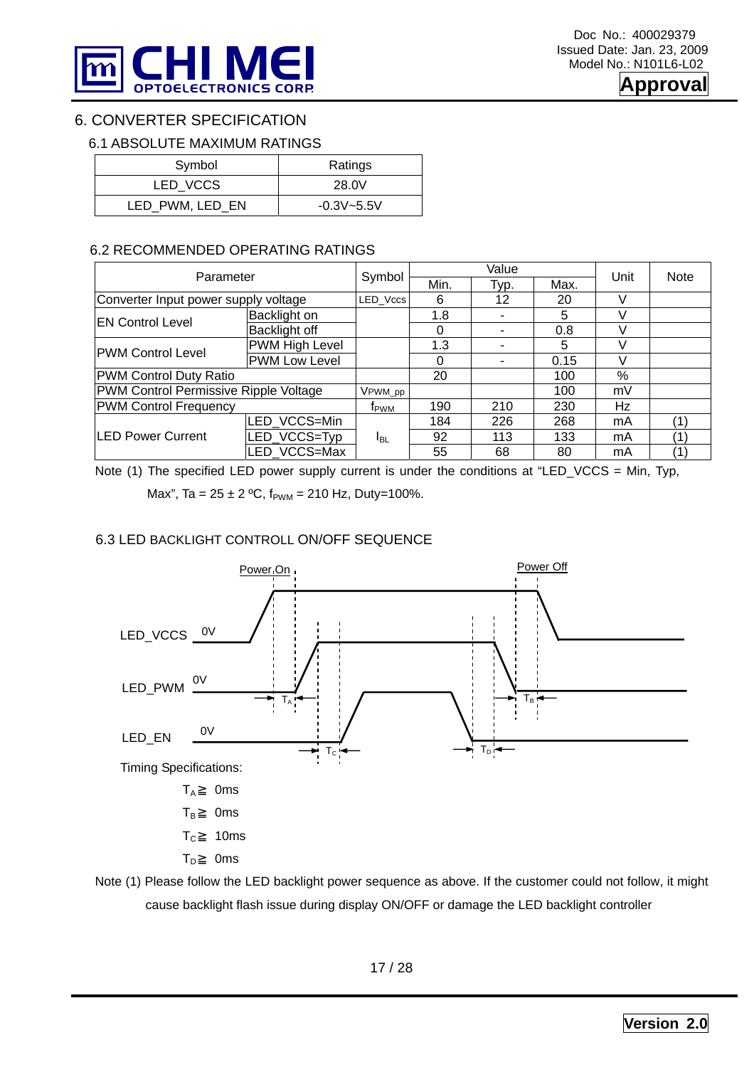## 6. CONVERTER SPECIFICATION

### 6.1 ABSOLUTE MAXIMUM RATINGS

| Symbol | Ratings |
|---|---|
| LED_VCCS | 28.0V |
| LED_PWM, LED_EN | -0.3V~5.5V |

### 6.2 RECOMMENDED OPERATING RATINGS

| Parameter | | Symbol | Value | | | Unit | Note |
|---|---|---|---|---|---|---|---|
| | | | Min. | Typ. | Max. | | |
| Converter Input power supply voltage | | LED_Vccs | 6 | 12 | 20 | V | |
| EN Control Level | Backlight on | | 1.8 | - | 5 | V | |
| | Backlight off | | 0 | - | 0.8 | V | |
| PWM Control Level | PWM High Level | | 1.3 | - | 5 | V | |
| | PWM Low Level | | 0 | - | 0.15 | V | |
| PWM Control Duty Ratio | | | 20 | | 100 | % | |
| PWM Control Permissive Ripple Voltage | | $V_{PWM\_pp}$ | | | 100 | mV | |
| PWM Control Frequency | | $f_{PWM}$ | 190 | 210 | 230 | Hz | |
| LED Power Current | LED_VCCS=Min | $I_{BL}$ | 184 | 226 | 268 | mA | (1) |
| | LED_VCCS=Typ | | 92 | 113 | 133 | mA | (1) |
| | LED_VCCS=Max | | 55 | 68 | 80 | mA | (1) |

Note (1) The specified LED power supply current is under the conditions at "LED_VCCS = Min, Typ, Max", Ta = 25 ± 2 ºC, $f_{PWM}$ = 210 Hz, Duty=100%.

### 6.3 LED BACKLIGHT CONTROLL ON/OFF SEQUENCE

Power On — Power Off

LED_VCCS 0V

LED_PWM 0V ($T_A$, $T_B$)

LED_EN 0V ($T_C$, $T_D$)

Timing Specifications:

- $T_A \geqq$ 0ms
- $T_B \geqq$ 0ms
- $T_C \geqq$ 10ms
- $T_D \geqq$ 0ms

Note (1) Please follow the LED backlight power sequence as above. If the customer could not follow, it might cause backlight flash issue during display ON/OFF or damage the LED backlight controller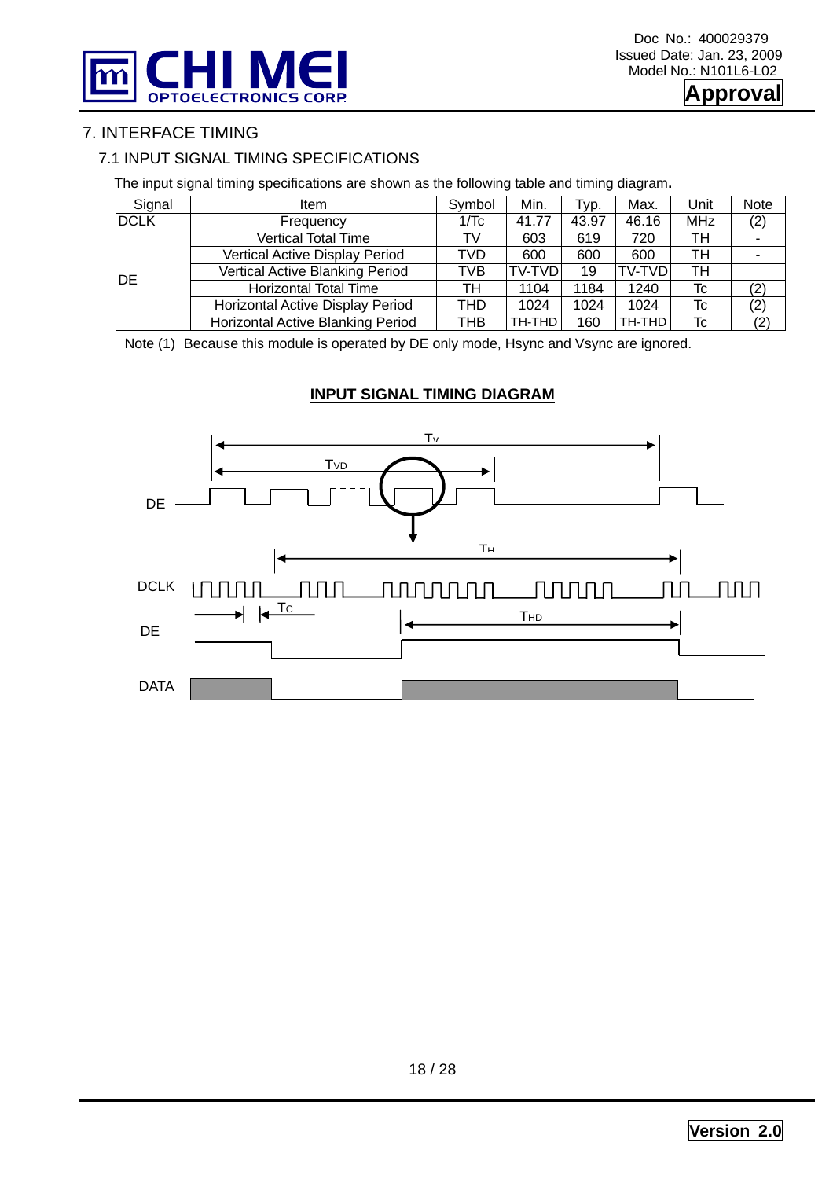# 7. INTERFACE TIMING

## 7.1 INPUT SIGNAL TIMING SPECIFICATIONS

The input signal timing specifications are shown as the following table and timing diagram.

| Signal | Item | Symbol | Min. | Typ. | Max. | Unit | Note |
|---|---|---|---|---|---|---|---|
| DCLK | Frequency | 1/Tc | 41.77 | 43.97 | 46.16 | MHz | (2) |
| DE | Vertical Total Time | TV | 603 | 619 | 720 | TH | - |
| | Vertical Active Display Period | TVD | 600 | 600 | 600 | TH | - |
| | Vertical Active Blanking Period | TVB | TV-TVD | 19 | TV-TVD | TH | |
| | Horizontal Total Time | TH | 1104 | 1184 | 1240 | Tc | (2) |
| | Horizontal Active Display Period | THD | 1024 | 1024 | 1024 | Tc | (2) |
| | Horizontal Active Blanking Period | THB | TH-THD | 160 | TH-THD | Tc | (2) |

Note (1) Because this module is operated by DE only mode, Hsync and Vsync are ignored.

**INPUT SIGNAL TIMING DIAGRAM**

Tv

TVD

DE

TH

DCLK

Tc

THD

DE

DATA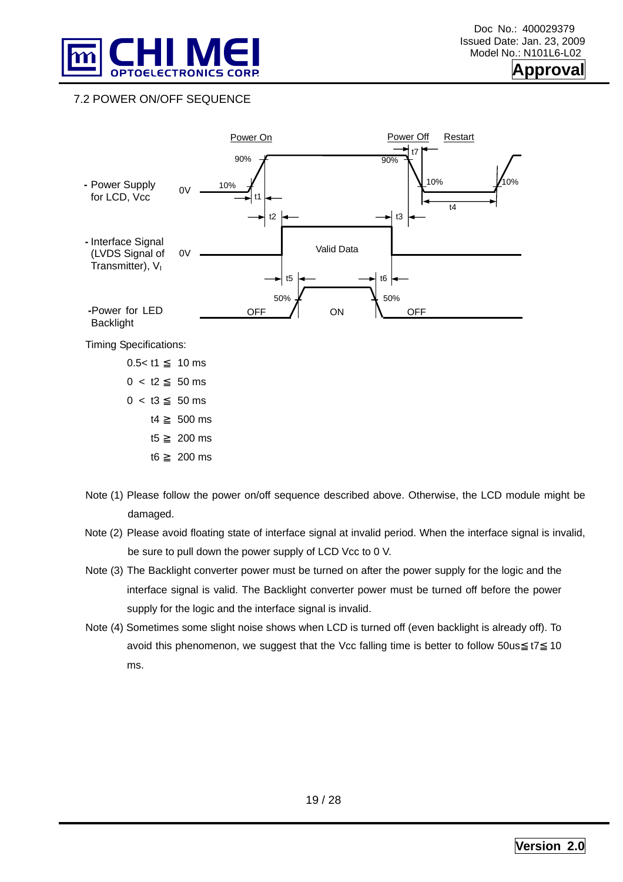## 7.2 POWER ON/OFF SEQUENCE

Timing Specifications:

- $0.5 < t1 \leqq 10$ ms
- $0 < t2 \leqq 50$ ms
- $0 < t3 \leqq 50$ ms
- $t4 \geqq 500$ ms
- $t5 \geqq 200$ ms
- $t6 \geqq 200$ ms

Note (1) Please follow the power on/off sequence described above. Otherwise, the LCD module might be damaged.

Note (2) Please avoid floating state of interface signal at invalid period. When the interface signal is invalid, be sure to pull down the power supply of LCD Vcc to 0 V.

Note (3) The Backlight converter power must be turned on after the power supply for the logic and the interface signal is valid. The Backlight converter power must be turned off before the power supply for the logic and the interface signal is invalid.

Note (4) Sometimes some slight noise shows when LCD is turned off (even backlight is already off). To avoid this phenomenon, we suggest that the Vcc falling time is better to follow $50us \leqq t7 \leqq 10$ ms.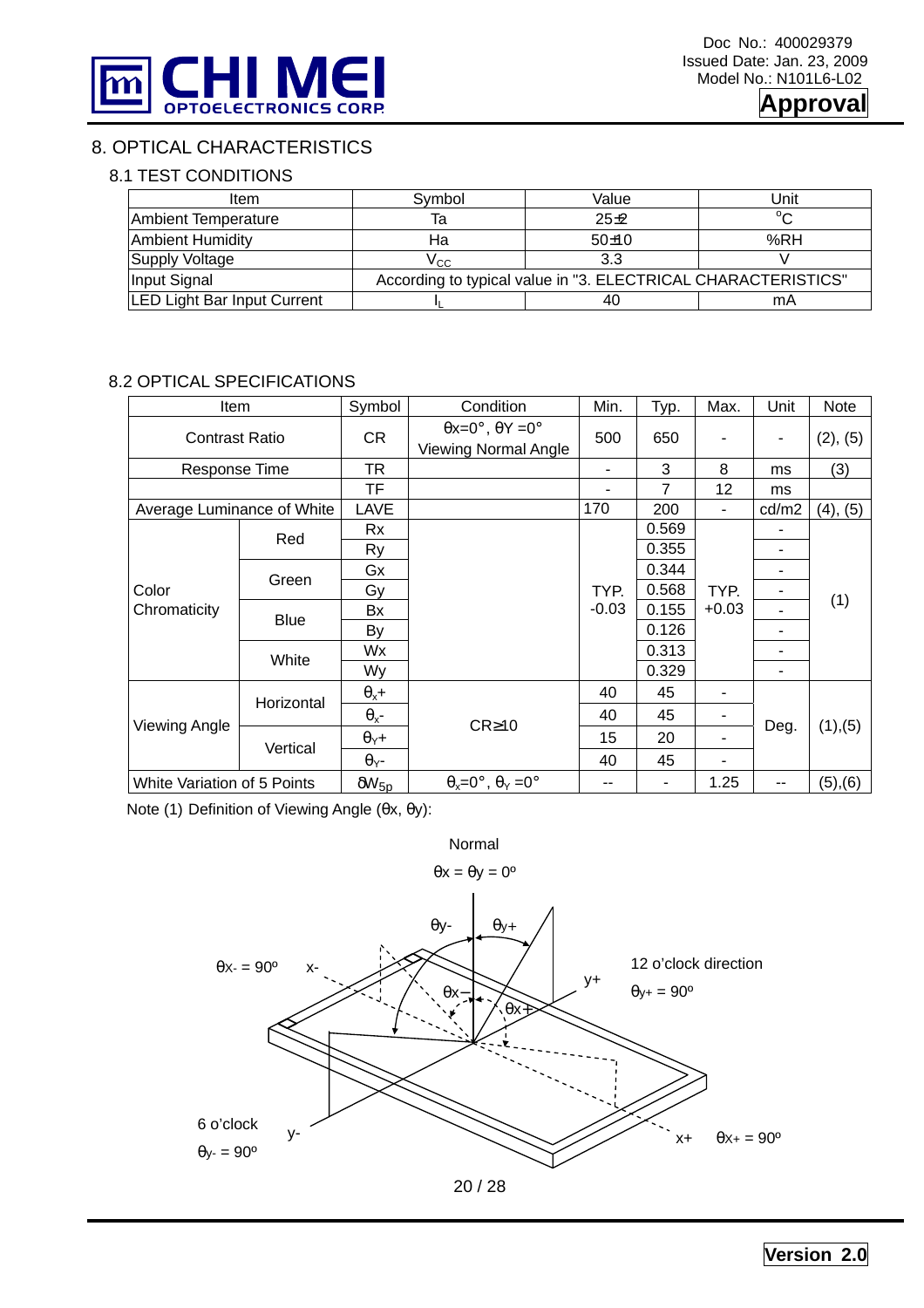## 8. OPTICAL CHARACTERISTICS

### 8.1 TEST CONDITIONS

| Item | Symbol | Value | Unit |
|---|---|---|---|
| Ambient Temperature | Ta | 25±2 | °C |
| Ambient Humidity | Ha | 50±10 | %RH |
| Supply Voltage | $V_{CC}$ | 3.3 | V |
| Input Signal | According to typical value in "3. ELECTRICAL CHARACTERISTICS" | | |
| LED Light Bar Input Current | $I_L$ | 40 | mA |

### 8.2 OPTICAL SPECIFICATIONS

| Item | | Symbol | Condition | Min. | Typ. | Max. | Unit | Note |
|---|---|---|---|---|---|---|---|---|
| Contrast Ratio | | CR | θx=0°, θY =0° Viewing Normal Angle | 500 | 650 | - | - | (2), (5) |
| Response Time | | TR | | - | 3 | 8 | ms | (3) |
| | | TF | | - | 7 | 12 | ms | |
| Average Luminance of White | | LAVE | | 170 | 200 | - | cd/m2 | (4), (5) |
| Color Chromaticity | Red | Rx | | TYP. -0.03 | 0.569 | TYP. +0.03 | - | (1) |
| | | Ry | | | 0.355 | | - | |
| | Green | Gx | | | 0.344 | | - | |
| | | Gy | | | 0.568 | | - | |
| | Blue | Bx | | | 0.155 | | - | |
| | | By | | | 0.126 | | - | |
| | White | Wx | | | 0.313 | | - | |
| | | Wy | | | 0.329 | | - | |
| Viewing Angle | Horizontal | $\theta_x$+ | CR≥10 | 40 | 45 | - | Deg. | (1),(5) |
| | | $\theta_x$- | | 40 | 45 | - | | |
| | Vertical | $\theta_Y$+ | | 15 | 20 | - | | |
| | | $\theta_Y$- | | 40 | 45 | - | | |
| White Variation of 5 Points | | $\delta W_{5p}$ | $\theta_x$=0°, $\theta_Y$ =0° | -- | - | 1.25 | -- | (5),(6) |

Note (1) Definition of Viewing Angle (θx, θy):

Normal
θx = θy = 0º

θy- θy+

θX- = 90º x-

θx− θx+

y+

12 o'clock direction
θy+ = 90º

6 o'clock
θy- = 90º y-

x+ θX+ = 90º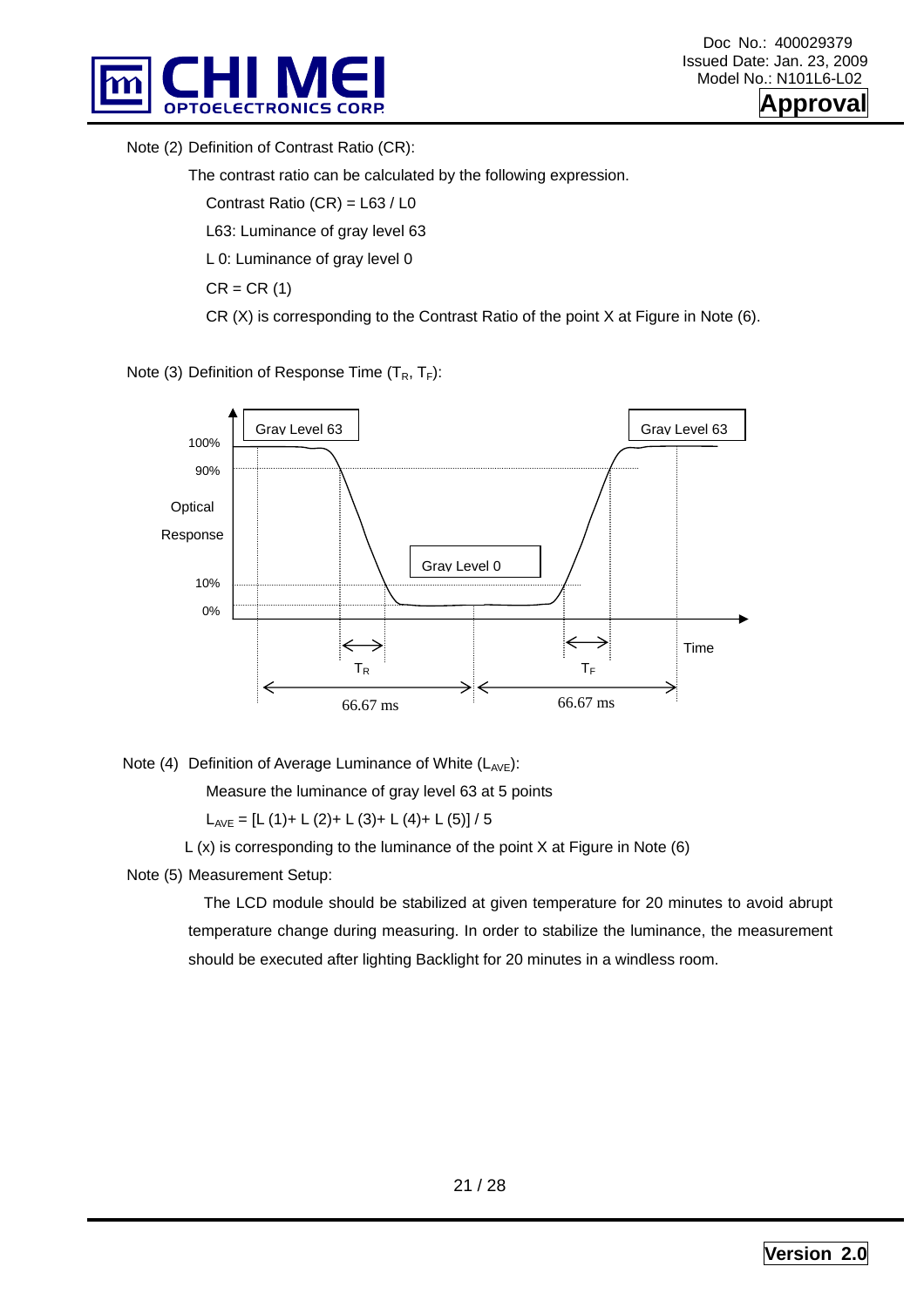Note (2) Definition of Contrast Ratio (CR):

The contrast ratio can be calculated by the following expression.

Contrast Ratio (CR) = L63 / L0

L63: Luminance of gray level 63

L 0: Luminance of gray level 0

CR = CR (1)

CR (X) is corresponding to the Contrast Ratio of the point X at Figure in Note (6).

Note (3) Definition of Response Time ($T_R$, $T_F$):

Gray Level 63 | Gray Level 0 | Gray Level 63

100% | 90% | Optical Response | 10% | 0%

$T_R$ | $T_F$ | Time

66.67 ms | 66.67 ms

Note (4) Definition of Average Luminance of White ($L_{AVE}$):

Measure the luminance of gray level 63 at 5 points

$L_{AVE}$ = [L (1)+ L (2)+ L (3)+ L (4)+ L (5)] / 5

L (x) is corresponding to the luminance of the point X at Figure in Note (6)

Note (5) Measurement Setup:

The LCD module should be stabilized at given temperature for 20 minutes to avoid abrupt temperature change during measuring. In order to stabilize the luminance, the measurement should be executed after lighting Backlight for 20 minutes in a windless room.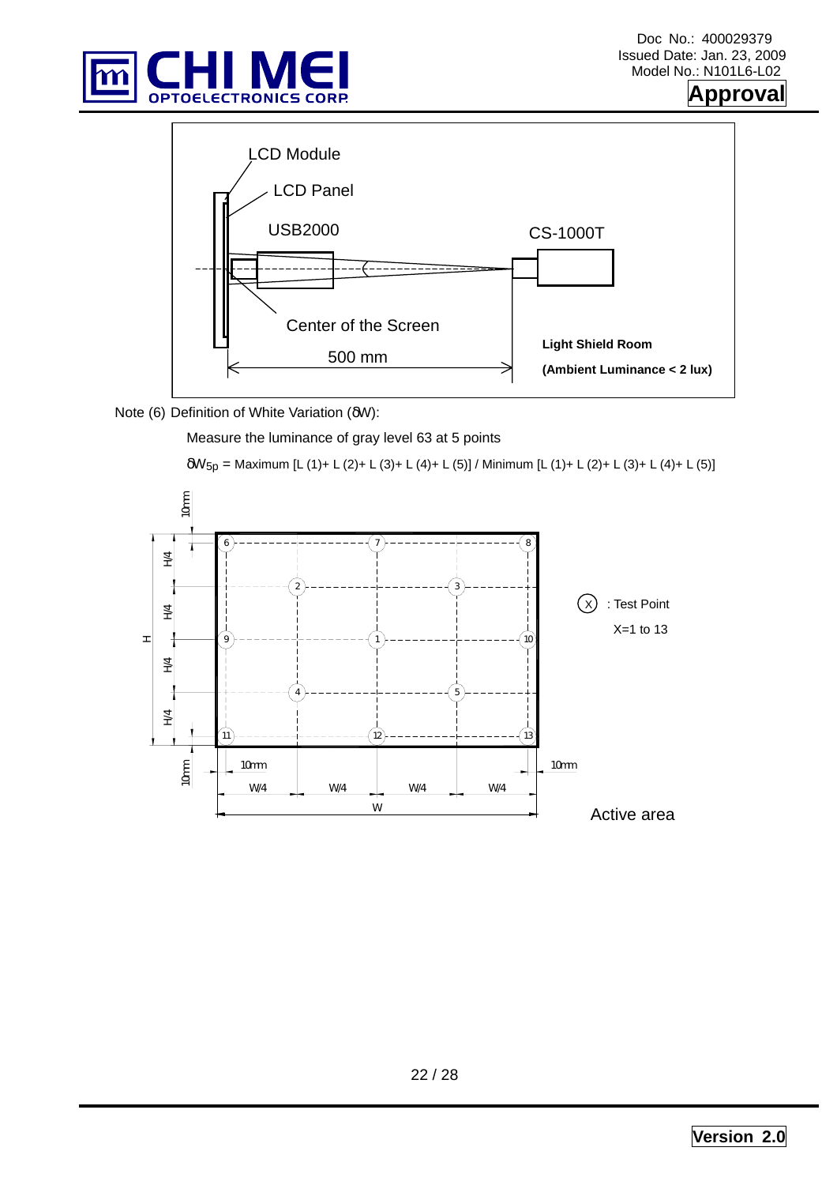LCD Module

LCD Panel

USB2000

CS-1000T

Center of the Screen

500 mm

**Light Shield Room**

**(Ambient Luminance < 2 lux)**

Note (6) Definition of White Variation (δW):

Measure the luminance of gray level 63 at 5 points

$\delta W_{5p}$ = Maximum [L (1)+ L (2)+ L (3)+ L (4)+ L (5)] / Minimum [L (1)+ L (2)+ L (3)+ L (4)+ L (5)]

(X) : Test Point

X=1 to 13

Active area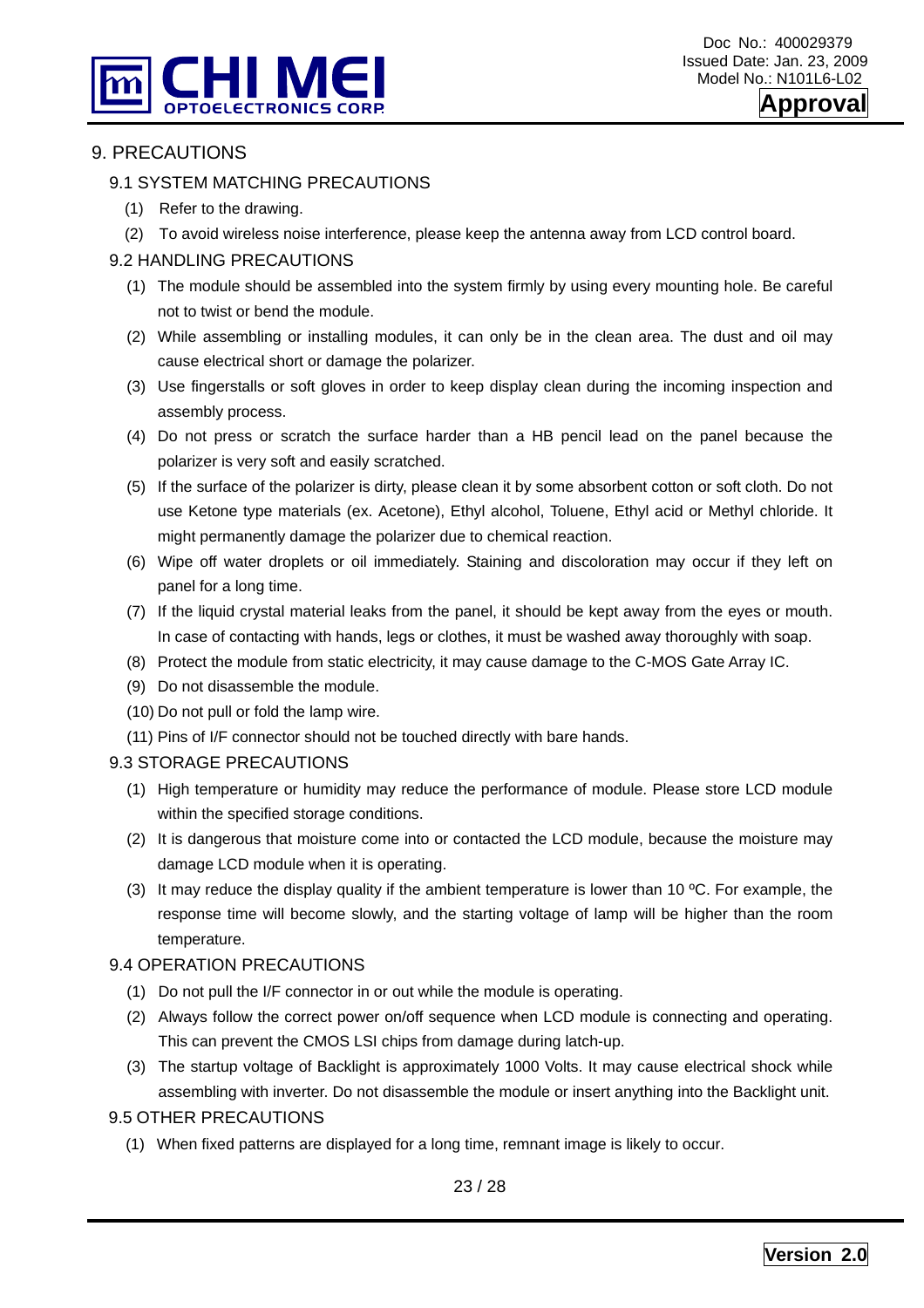# 9. PRECAUTIONS

## 9.1 SYSTEM MATCHING PRECAUTIONS

(1) Refer to the drawing.

(2) To avoid wireless noise interference, please keep the antenna away from LCD control board.

## 9.2 HANDLING PRECAUTIONS

(1) The module should be assembled into the system firmly by using every mounting hole. Be careful not to twist or bend the module.

(2) While assembling or installing modules, it can only be in the clean area. The dust and oil may cause electrical short or damage the polarizer.

(3) Use fingerstalls or soft gloves in order to keep display clean during the incoming inspection and assembly process.

(4) Do not press or scratch the surface harder than a HB pencil lead on the panel because the polarizer is very soft and easily scratched.

(5) If the surface of the polarizer is dirty, please clean it by some absorbent cotton or soft cloth. Do not use Ketone type materials (ex. Acetone), Ethyl alcohol, Toluene, Ethyl acid or Methyl chloride. It might permanently damage the polarizer due to chemical reaction.

(6) Wipe off water droplets or oil immediately. Staining and discoloration may occur if they left on panel for a long time.

(7) If the liquid crystal material leaks from the panel, it should be kept away from the eyes or mouth. In case of contacting with hands, legs or clothes, it must be washed away thoroughly with soap.

(8) Protect the module from static electricity, it may cause damage to the C-MOS Gate Array IC.

(9) Do not disassemble the module.

(10) Do not pull or fold the lamp wire.

(11) Pins of I/F connector should not be touched directly with bare hands.

## 9.3 STORAGE PRECAUTIONS

(1) High temperature or humidity may reduce the performance of module. Please store LCD module within the specified storage conditions.

(2) It is dangerous that moisture come into or contacted the LCD module, because the moisture may damage LCD module when it is operating.

(3) It may reduce the display quality if the ambient temperature is lower than 10 ºC. For example, the response time will become slowly, and the starting voltage of lamp will be higher than the room temperature.

## 9.4 OPERATION PRECAUTIONS

(1) Do not pull the I/F connector in or out while the module is operating.

(2) Always follow the correct power on/off sequence when LCD module is connecting and operating. This can prevent the CMOS LSI chips from damage during latch-up.

(3) The startup voltage of Backlight is approximately 1000 Volts. It may cause electrical shock while assembling with inverter. Do not disassemble the module or insert anything into the Backlight unit.

## 9.5 OTHER PRECAUTIONS

(1) When fixed patterns are displayed for a long time, remnant image is likely to occur.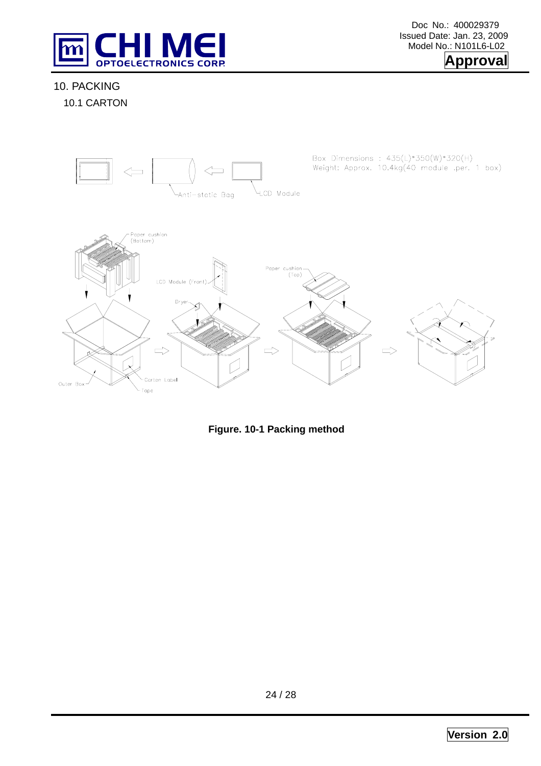## 10. PACKING

### 10.1 CARTON

Box Dimensions : 435(L)*350(W)*320(H)
Weight: Approx. 10.4kg(40 module .per. 1 box)

Anti-static Bag

LCD Module

Paper cushion (Bottom)

LCD Module (Front)

Dryer

Paper cushion (Top)

Outer Box

Carton Label

Tape

**Figure. 10-1 Packing method**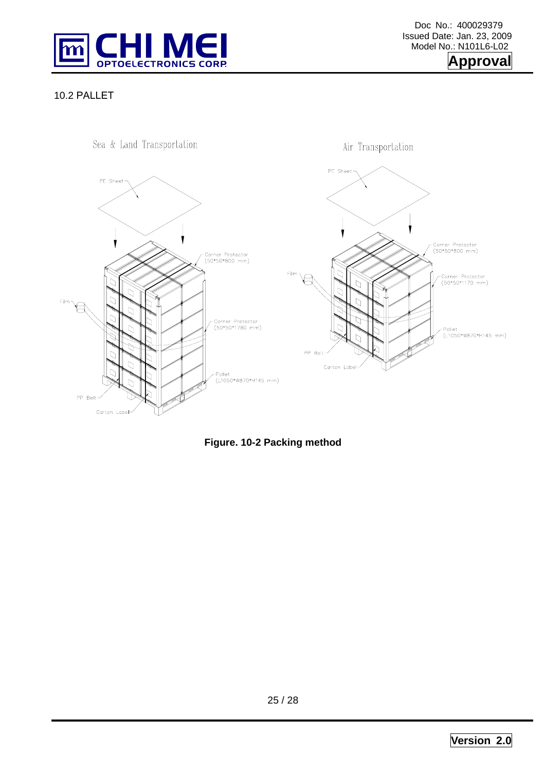## 10.2 PALLET

Sea & Land Transportation

PE Sheet

Corner Protector (50*50*800 mm)

Film

Corner Protector (50*50*1780 mm)

Pallet (L1050*W870*H145 mm)

PP Belt

Carton Label

Air Transportation

PE Sheet

Corner Protector (50*50*800 mm)

Film

Corner Protector (50*50*1170 mm)

Pallet (L1050*W870*H145 mm)

PP Belt

Carton Label

**Figure. 10-2 Packing method**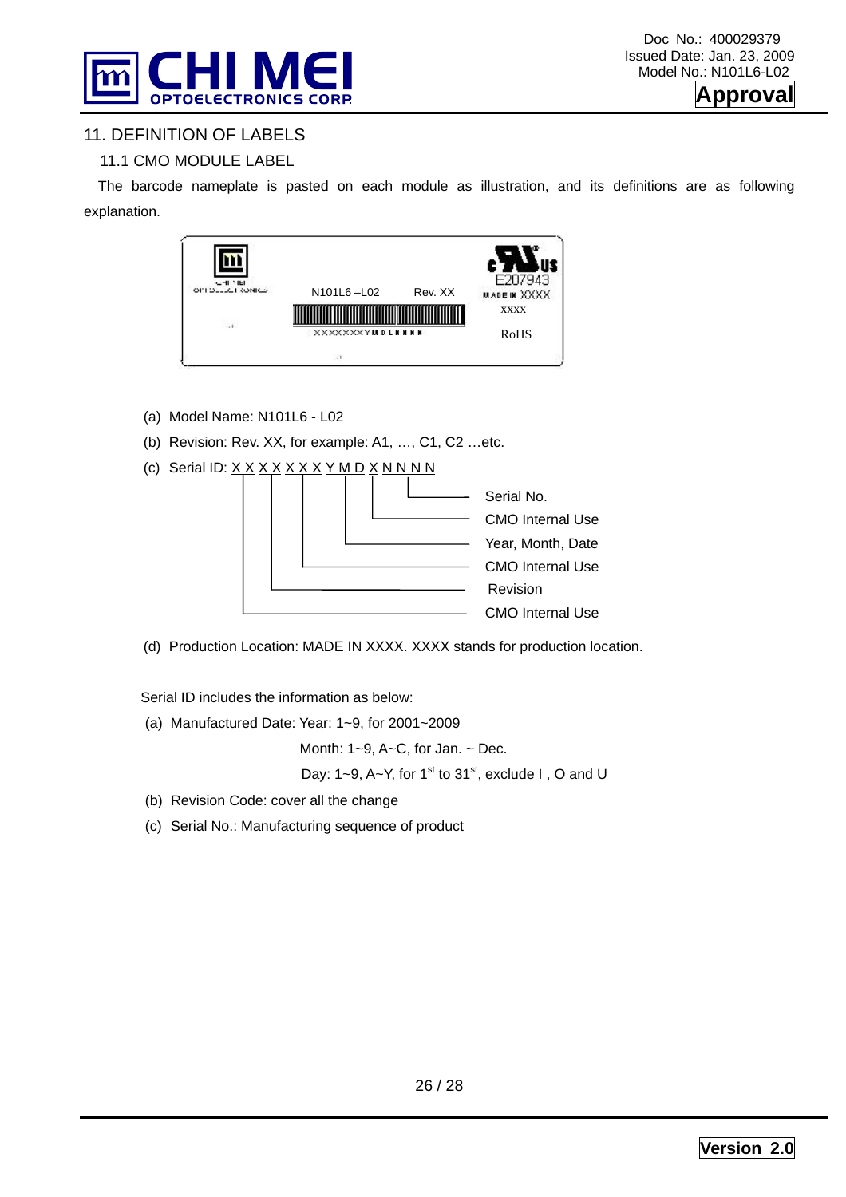## 11. DEFINITION OF LABELS

### 11.1 CMO MODULE LABEL

The barcode nameplate is pasted on each module as illustration, and its definitions are as following explanation.

(a) Model Name: N101L6 - L02

(b) Revision: Rev. XX, for example: A1, …, C1, C2 …etc.

(c) Serial ID: X X X X X X X Y M D X N N N N

- X X X X X X X Y M D X N N N N → Serial No.
- X X X X X X X Y M D X N N N N → CMO Internal Use
- X X X X X X X Y M D X N N N N → Year, Month, Date
- X X X X X X X Y M D X N N N N → CMO Internal Use
- X X X X X X X Y M D X N N N N → Revision
- X X X X X X X Y M D X N N N N → CMO Internal Use

(d) Production Location: MADE IN XXXX. XXXX stands for production location.

Serial ID includes the information as below:

(a) Manufactured Date: Year: 1~9, for 2001~2009

Month: 1~9, A~C, for Jan. ~ Dec.

Day: 1~9, A~Y, for 1st to 31st, exclude I , O and U

(b) Revision Code: cover all the change

(c) Serial No.: Manufacturing sequence of product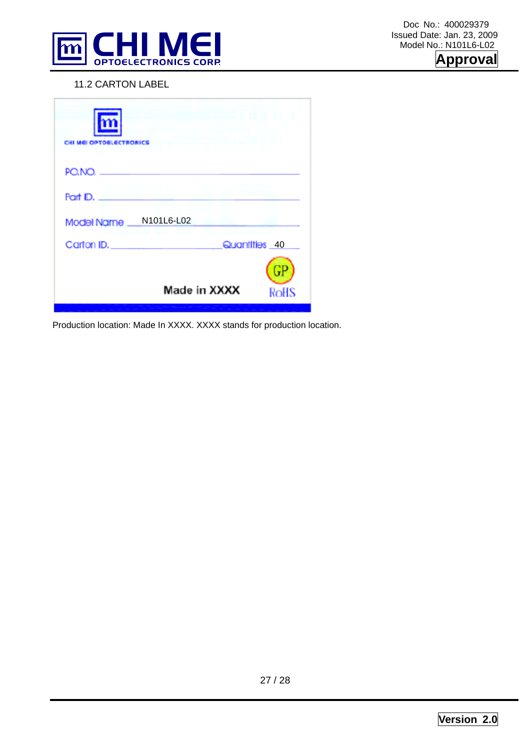11.2 CARTON LABEL

CHI MEI OPTOELECTRONICS

PO.NO. ______________________

Part ID. ______________________

Model Name ___N101L6-L02___________

Carton ID. ______________ Quantities _40__

GP

Made in XXXX RoHS

Production location: Made In XXXX. XXXX stands for production location.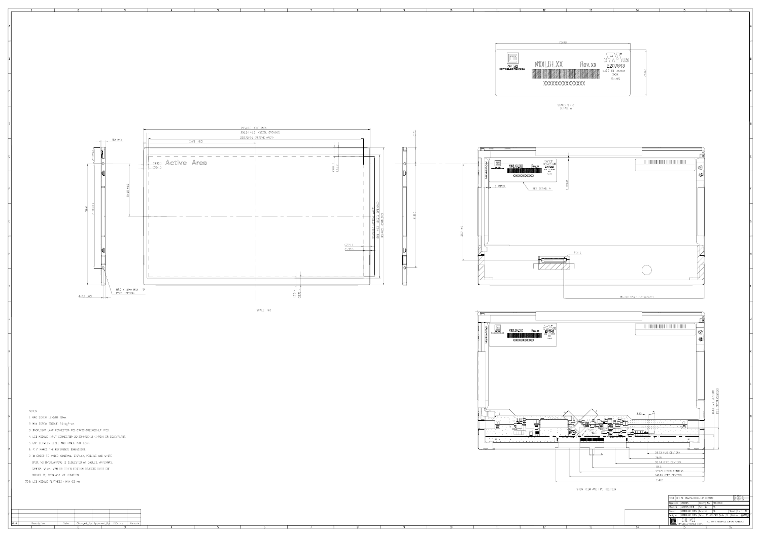NOTES:

1. MAX SCREW LENGTH: 1.8mm
2. MAX SCREW TORQUE: 2.0 kgf-cm
3. BACKLIGHT LAMP CONNECTOR: PCI-93453-0021000CHLE (TCC)
4. LCD MODULE INPUT CONNECTOR: 20455-040E-12 (I-PEX) OR EQUIVALENT.
5. GAP BETWEEN BEZEL AND PANEL: MAX 0.5mm
6. "( )" MARKS THE REFERENCE DIMENSIONS.
7. IN ORDER TO AVOID ABNORMAL DISPLAY, POOLING AND WHITE SPOT, NO OVERLAPPING IS SUGGESTED AT CABLES, ANTENNAS, CAMERA, WLAN, WAN OR OTHER FOREIGN OBJECTS OVER COF DRIVER IC, TCON AND VR LOCATION.
8. LCD MODULE FLATNESS : MAX 0.5 mm.

| Mark | Description | Date | Changed_By | Approved_By | ECN No. | Remark |
| --- | --- | --- | --- | --- | --- | --- |

| | | | | | |
| --- | --- | --- | --- | --- | --- |
| Title | OUTLINE DRAWING N101L6-L0D (COMBO) | | | | |
| Approved | | Drawing No. | | | |
| Checked | | Part No. | | | |
| Drawn | | Material | | Sheet | |
| Designed | | Date | | Scale | |

CHI MEI OPTOELECTRONICS CORP.

ALL RIGHTS RESERVED. COPYING FORBIDDEN.